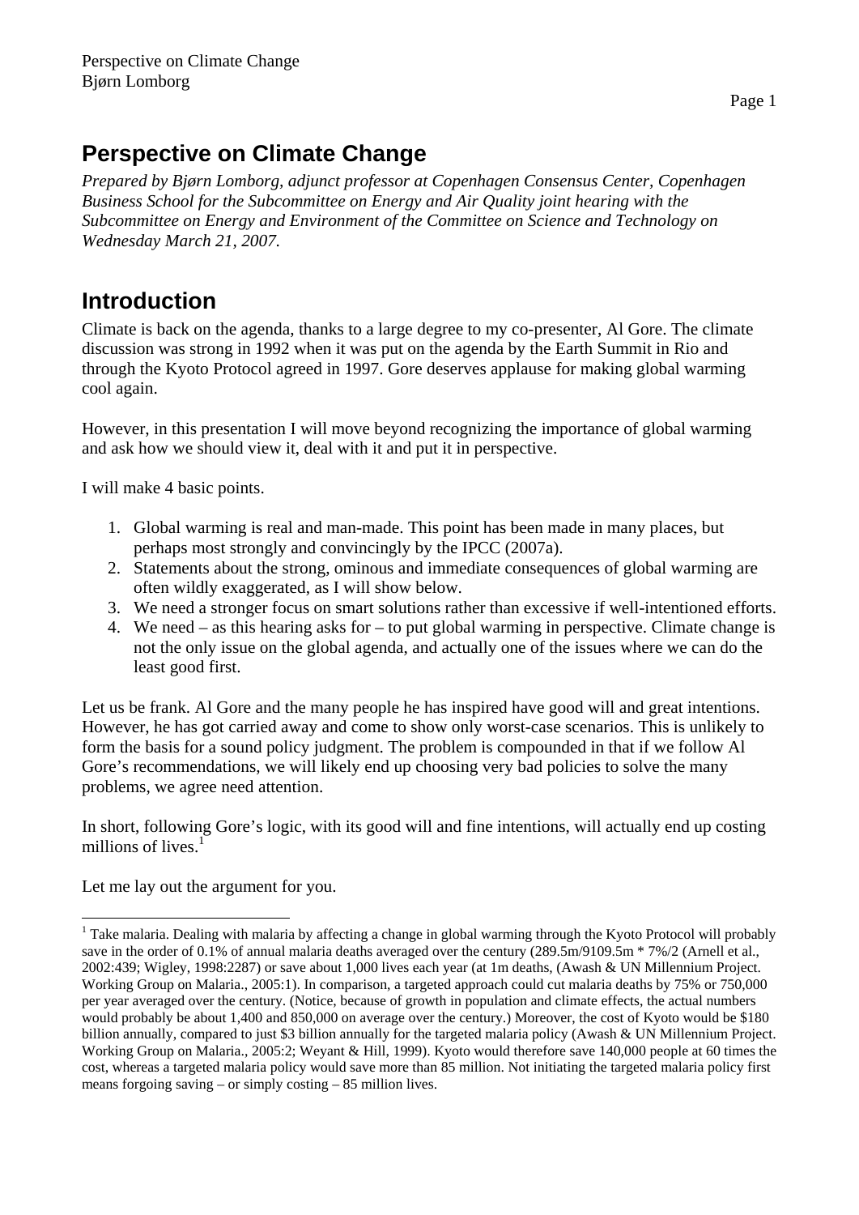# Perspective on Climate Change

*Prepared by Bjørn Lomborg, adjunct professor at Copenhagen Consensus Center, Copenhagen Business School for the Subcommittee on Energy and Air Quality joint hearing with the Subcommittee on Energy and Environment of the Committee on Science and Technology on Wednesday March 21, 2007.*

# Introduction

Climate is back on the agenda, thanks to a large degree to my co-presenter, Al Gore. The climate discussion was strong in 1992 when it was put on the agenda by the Earth Summit in Rio and through the Kyoto Protocol agreed in 1997. Gore deserves applause for making global warming cool again.

However, in this presentation I will move beyond recognizing the importance of global warming and ask how we should view it, deal with it and put it in perspective.

I will make 4 basic points.

1. Global warming is real and man-made. This point has been made in many places, but perhaps most strongly and convincingly by the IPCC (2007a).
2. Statements about the strong, ominous and immediate consequences of global warming are often wildly exaggerated, as I will show below.
3. We need a stronger focus on smart solutions rather than excessive if well-intentioned efforts.
4. We need – as this hearing asks for – to put global warming in perspective. Climate change is not the only issue on the global agenda, and actually one of the issues where we can do the least good first.

Let us be frank. Al Gore and the many people he has inspired have good will and great intentions. However, he has got carried away and come to show only worst-case scenarios. This is unlikely to form the basis for a sound policy judgment. The problem is compounded in that if we follow Al Gore's recommendations, we will likely end up choosing very bad policies to solve the many problems, we agree need attention.

In short, following Gore's logic, with its good will and fine intentions, will actually end up costing millions of lives.[1]

Let me lay out the argument for you.

---

[1] Take malaria. Dealing with malaria by affecting a change in global warming through the Kyoto Protocol will probably save in the order of 0.1% of annual malaria deaths averaged over the century (289.5m/9109.5m * 7%/2 (Arnell et al., 2002:439; Wigley, 1998:2287) or save about 1,000 lives each year (at 1m deaths, (Awash & UN Millennium Project. Working Group on Malaria., 2005:1). In comparison, a targeted approach could cut malaria deaths by 75% or 750,000 per year averaged over the century. (Notice, because of growth in population and climate effects, the actual numbers would probably be about 1,400 and 850,000 on average over the century.) Moreover, the cost of Kyoto would be $180 billion annually, compared to just $3 billion annually for the targeted malaria policy (Awash & UN Millennium Project. Working Group on Malaria., 2005:2; Weyant & Hill, 1999). Kyoto would therefore save 140,000 people at 60 times the cost, whereas a targeted malaria policy would save more than 85 million. Not initiating the targeted malaria policy first means forgoing saving – or simply costing – 85 million lives.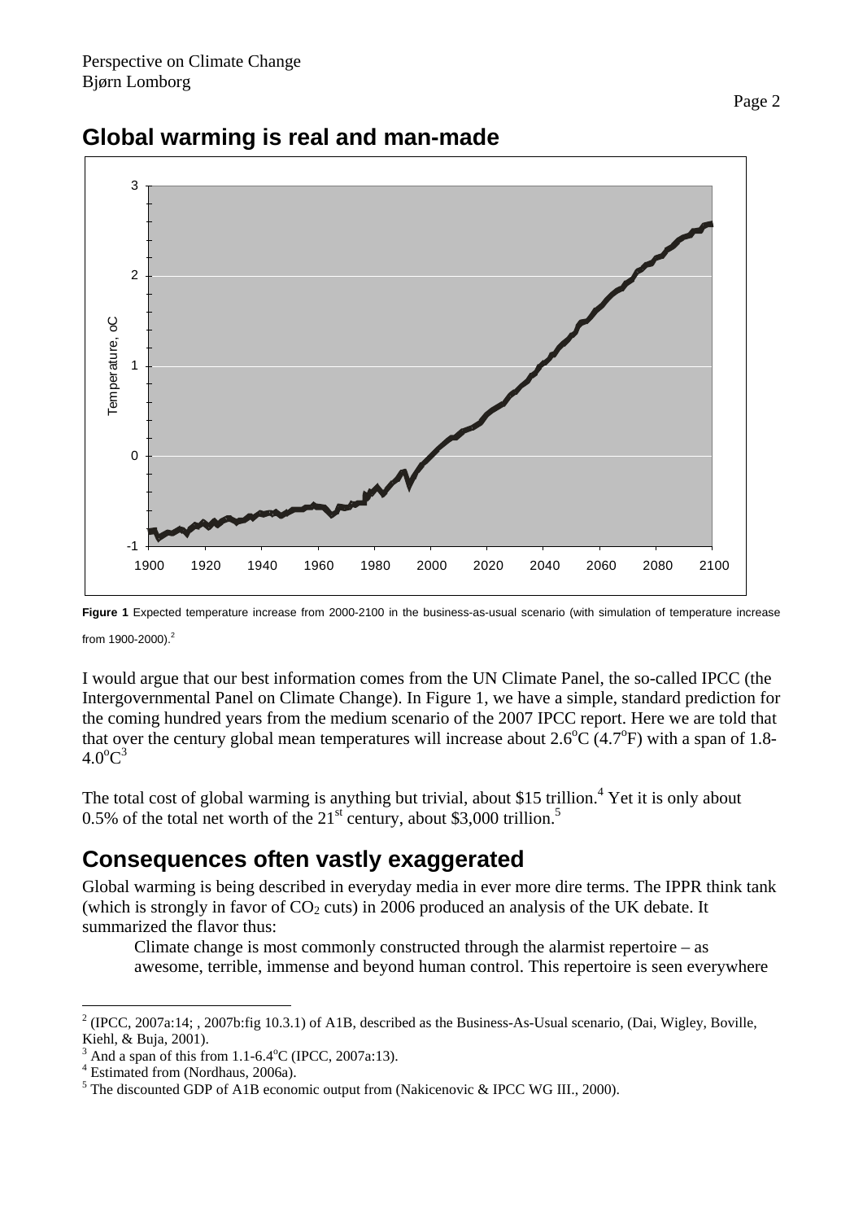## Global warming is real and man-made

**Figure 1** Expected temperature increase from 2000-2100 in the business-as-usual scenario (with simulation of temperature increase from 1900-2000).[2]

I would argue that our best information comes from the UN Climate Panel, the so-called IPCC (the Intergovernmental Panel on Climate Change). In Figure 1, we have a simple, standard prediction for the coming hundred years from the medium scenario of the 2007 IPCC report. Here we are told that that over the century global mean temperatures will increase about 2.6°C (4.7°F) with a span of 1.8-4.0°C[3]

The total cost of global warming is anything but trivial, about \$15 trillion.[4] Yet it is only about 0.5% of the total net worth of the 21st century, about \$3,000 trillion.[5]

## Consequences often vastly exaggerated

Global warming is being described in everyday media in ever more dire terms. The IPPR think tank (which is strongly in favor of $CO_2$ cuts) in 2006 produced an analysis of the UK debate. It summarized the flavor thus:

> Climate change is most commonly constructed through the alarmist repertoire – as awesome, terrible, immense and beyond human control. This repertoire is seen everywhere

---

[2] (IPCC, 2007a:14; , 2007b:fig 10.3.1) of A1B, described as the Business-As-Usual scenario, (Dai, Wigley, Boville, Kiehl, & Buja, 2001).

[3] And a span of this from 1.1-6.4°C (IPCC, 2007a:13).

[4] Estimated from (Nordhaus, 2006a).

[5] The discounted GDP of A1B economic output from (Nakicenovic & IPCC WG III., 2000).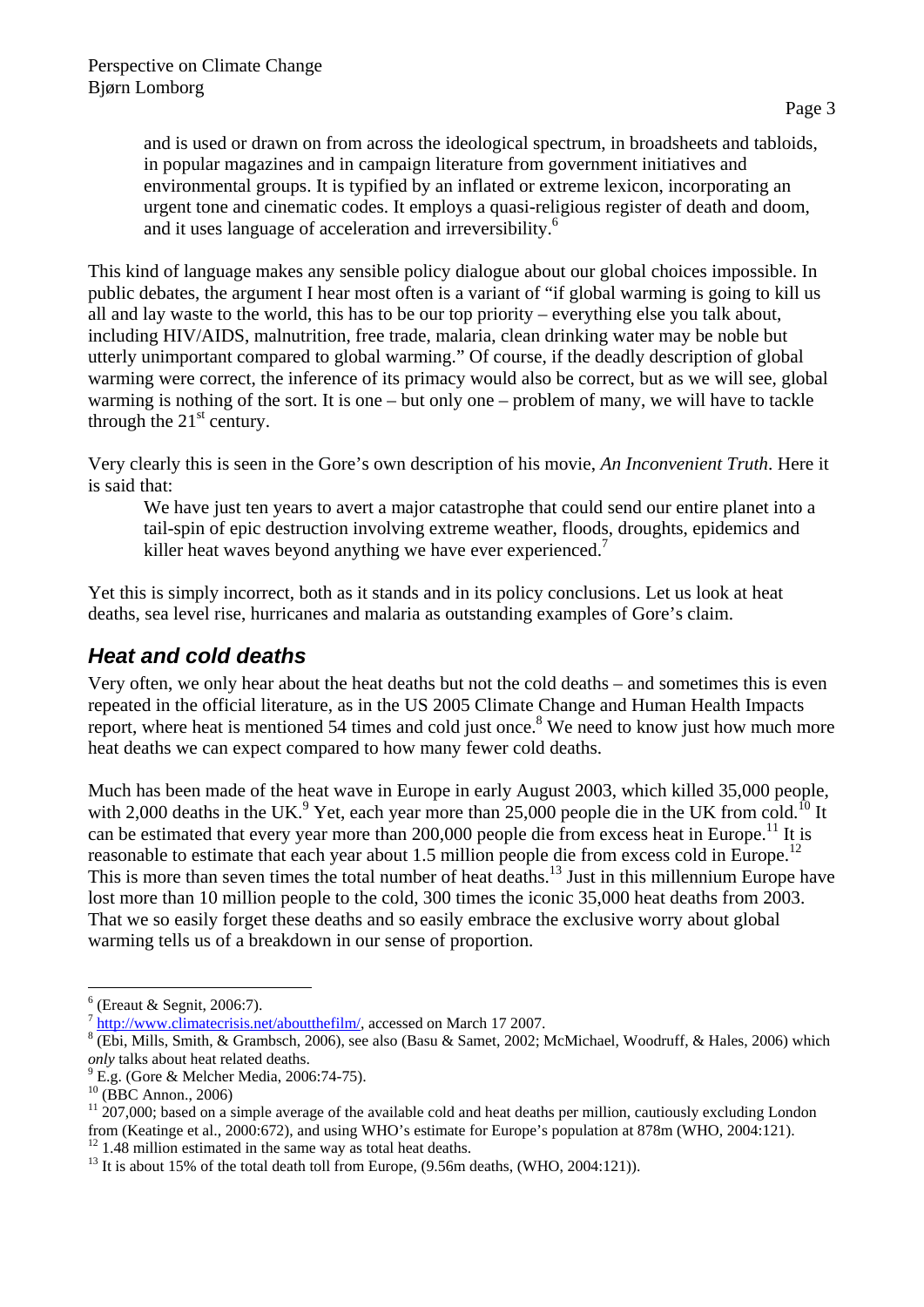> and is used or drawn on from across the ideological spectrum, in broadsheets and tabloids, in popular magazines and in campaign literature from government initiatives and environmental groups. It is typified by an inflated or extreme lexicon, incorporating an urgent tone and cinematic codes. It employs a quasi-religious register of death and doom, and it uses language of acceleration and irreversibility.[6]

This kind of language makes any sensible policy dialogue about our global choices impossible. In public debates, the argument I hear most often is a variant of "if global warming is going to kill us all and lay waste to the world, this has to be our top priority – everything else you talk about, including HIV/AIDS, malnutrition, free trade, malaria, clean drinking water may be noble but utterly unimportant compared to global warming." Of course, if the deadly description of global warming were correct, the inference of its primacy would also be correct, but as we will see, global warming is nothing of the sort. It is one – but only one – problem of many, we will have to tackle through the 21st century.

Very clearly this is seen in the Gore's own description of his movie, *An Inconvenient Truth*. Here it is said that:

> We have just ten years to avert a major catastrophe that could send our entire planet into a tail-spin of epic destruction involving extreme weather, floods, droughts, epidemics and killer heat waves beyond anything we have ever experienced.[7]

Yet this is simply incorrect, both as it stands and in its policy conclusions. Let us look at heat deaths, sea level rise, hurricanes and malaria as outstanding examples of Gore's claim.

## *Heat and cold deaths*

Very often, we only hear about the heat deaths but not the cold deaths – and sometimes this is even repeated in the official literature, as in the US 2005 Climate Change and Human Health Impacts report, where heat is mentioned 54 times and cold just once.[8] We need to know just how much more heat deaths we can expect compared to how many fewer cold deaths.

Much has been made of the heat wave in Europe in early August 2003, which killed 35,000 people, with 2,000 deaths in the UK.[9] Yet, each year more than 25,000 people die in the UK from cold.[10] It can be estimated that every year more than 200,000 people die from excess heat in Europe.[11] It is reasonable to estimate that each year about 1.5 million people die from excess cold in Europe.[12] This is more than seven times the total number of heat deaths.[13] Just in this millennium Europe have lost more than 10 million people to the cold, 300 times the iconic 35,000 heat deaths from 2003. That we so easily forget these deaths and so easily embrace the exclusive worry about global warming tells us of a breakdown in our sense of proportion.

---

[6] (Ereaut & Segnit, 2006:7).

[7] http://www.climatecrisis.net/aboutthefilm/, accessed on March 17 2007.

[8] (Ebi, Mills, Smith, & Grambsch, 2006), see also (Basu & Samet, 2002; McMichael, Woodruff, & Hales, 2006) which *only* talks about heat related deaths.

[9] E.g. (Gore & Melcher Media, 2006:74-75).

[10] (BBC Annon., 2006)

[11] 207,000; based on a simple average of the available cold and heat deaths per million, cautiously excluding London from (Keatinge et al., 2000:672), and using WHO's estimate for Europe's population at 878m (WHO, 2004:121).

[12] 1.48 million estimated in the same way as total heat deaths.

[13] It is about 15% of the total death toll from Europe, (9.56m deaths, (WHO, 2004:121)).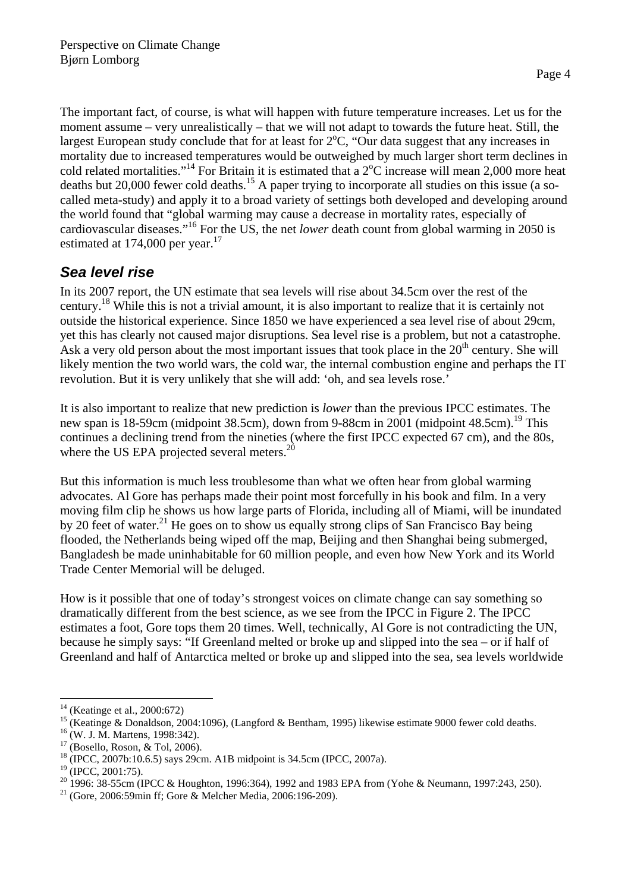The important fact, of course, is what will happen with future temperature increases. Let us for the moment assume – very unrealistically – that we will not adapt to towards the future heat. Still, the largest European study conclude that for at least for 2°C, "Our data suggest that any increases in mortality due to increased temperatures would be outweighed by much larger short term declines in cold related mortalities."[14] For Britain it is estimated that a 2°C increase will mean 2,000 more heat deaths but 20,000 fewer cold deaths.[15] A paper trying to incorporate all studies on this issue (a so-called meta-study) and apply it to a broad variety of settings both developed and developing around the world found that "global warming may cause a decrease in mortality rates, especially of cardiovascular diseases."[16] For the US, the net *lower* death count from global warming in 2050 is estimated at 174,000 per year.[17]

## Sea level rise

In its 2007 report, the UN estimate that sea levels will rise about 34.5cm over the rest of the century.[18] While this is not a trivial amount, it is also important to realize that it is certainly not outside the historical experience. Since 1850 we have experienced a sea level rise of about 29cm, yet this has clearly not caused major disruptions. Sea level rise is a problem, but not a catastrophe. Ask a very old person about the most important issues that took place in the 20th century. She will likely mention the two world wars, the cold war, the internal combustion engine and perhaps the IT revolution. But it is very unlikely that she will add: 'oh, and sea levels rose.'

It is also important to realize that new prediction is *lower* than the previous IPCC estimates. The new span is 18-59cm (midpoint 38.5cm), down from 9-88cm in 2001 (midpoint 48.5cm).[19] This continues a declining trend from the nineties (where the first IPCC expected 67 cm), and the 80s, where the US EPA projected several meters.[20]

But this information is much less troublesome than what we often hear from global warming advocates. Al Gore has perhaps made their point most forcefully in his book and film. In a very moving film clip he shows us how large parts of Florida, including all of Miami, will be inundated by 20 feet of water.[21] He goes on to show us equally strong clips of San Francisco Bay being flooded, the Netherlands being wiped off the map, Beijing and then Shanghai being submerged, Bangladesh be made uninhabitable for 60 million people, and even how New York and its World Trade Center Memorial will be deluged.

How is it possible that one of today's strongest voices on climate change can say something so dramatically different from the best science, as we see from the IPCC in Figure 2. The IPCC estimates a foot, Gore tops them 20 times. Well, technically, Al Gore is not contradicting the UN, because he simply says: "If Greenland melted or broke up and slipped into the sea – or if half of Greenland and half of Antarctica melted or broke up and slipped into the sea, sea levels worldwide

---

[14] (Keatinge et al., 2000:672)

[15] (Keatinge & Donaldson, 2004:1096), (Langford & Bentham, 1995) likewise estimate 9000 fewer cold deaths.

[16] (W. J. M. Martens, 1998:342).

[17] (Bosello, Roson, & Tol, 2006).

[18] (IPCC, 2007b:10.6.5) says 29cm. A1B midpoint is 34.5cm (IPCC, 2007a).

[19] (IPCC, 2001:75).

[20] 1996: 38-55cm (IPCC & Houghton, 1996:364), 1992 and 1983 EPA from (Yohe & Neumann, 1997:243, 250).

[21] (Gore, 2006:59min ff; Gore & Melcher Media, 2006:196-209).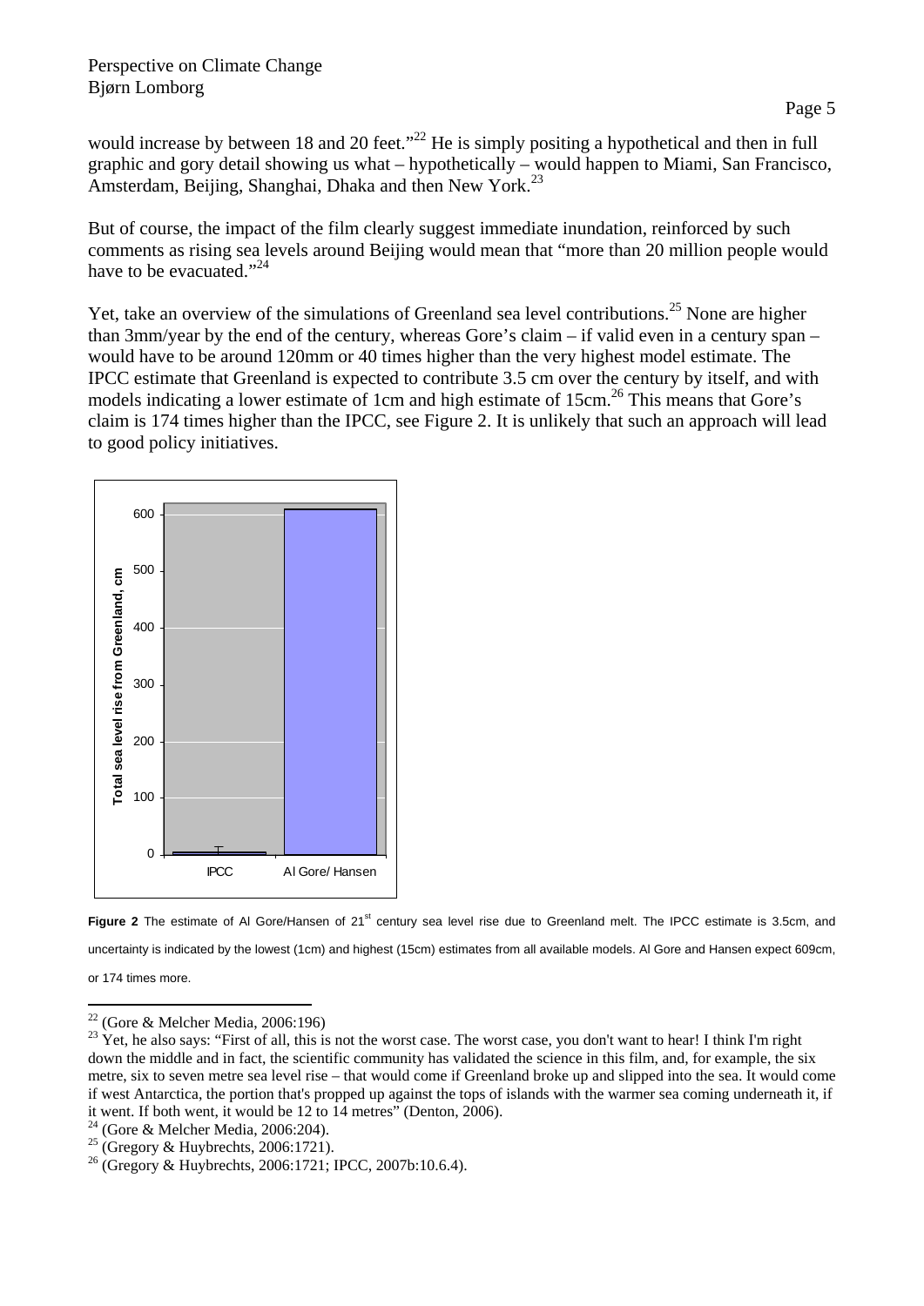would increase by between 18 and 20 feet."[22] He is simply positing a hypothetical and then in full graphic and gory detail showing us what – hypothetically – would happen to Miami, San Francisco, Amsterdam, Beijing, Shanghai, Dhaka and then New York.[23]

But of course, the impact of the film clearly suggest immediate inundation, reinforced by such comments as rising sea levels around Beijing would mean that "more than 20 million people would have to be evacuated."[24]

Yet, take an overview of the simulations of Greenland sea level contributions.[25] None are higher than 3mm/year by the end of the century, whereas Gore's claim – if valid even in a century span – would have to be around 120mm or 40 times higher than the very highest model estimate. The IPCC estimate that Greenland is expected to contribute 3.5 cm over the century by itself, and with models indicating a lower estimate of 1cm and high estimate of 15cm.[26] This means that Gore's claim is 174 times higher than the IPCC, see Figure 2. It is unlikely that such an approach will lead to good policy initiatives.

**Figure 2** The estimate of Al Gore/Hansen of 21st century sea level rise due to Greenland melt. The IPCC estimate is 3.5cm, and uncertainty is indicated by the lowest (1cm) and highest (15cm) estimates from all available models. Al Gore and Hansen expect 609cm, or 174 times more.

[22] (Gore & Melcher Media, 2006:196)

[23] Yet, he also says: "First of all, this is not the worst case. The worst case, you don't want to hear! I think I'm right down the middle and in fact, the scientific community has validated the science in this film, and, for example, the six metre, six to seven metre sea level rise – that would come if Greenland broke up and slipped into the sea. It would come if west Antarctica, the portion that's propped up against the tops of islands with the warmer sea coming underneath it, if it went. If both went, it would be 12 to 14 metres" (Denton, 2006).

[24] (Gore & Melcher Media, 2006:204).

[25] (Gregory & Huybrechts, 2006:1721).

[26] (Gregory & Huybrechts, 2006:1721; IPCC, 2007b:10.6.4).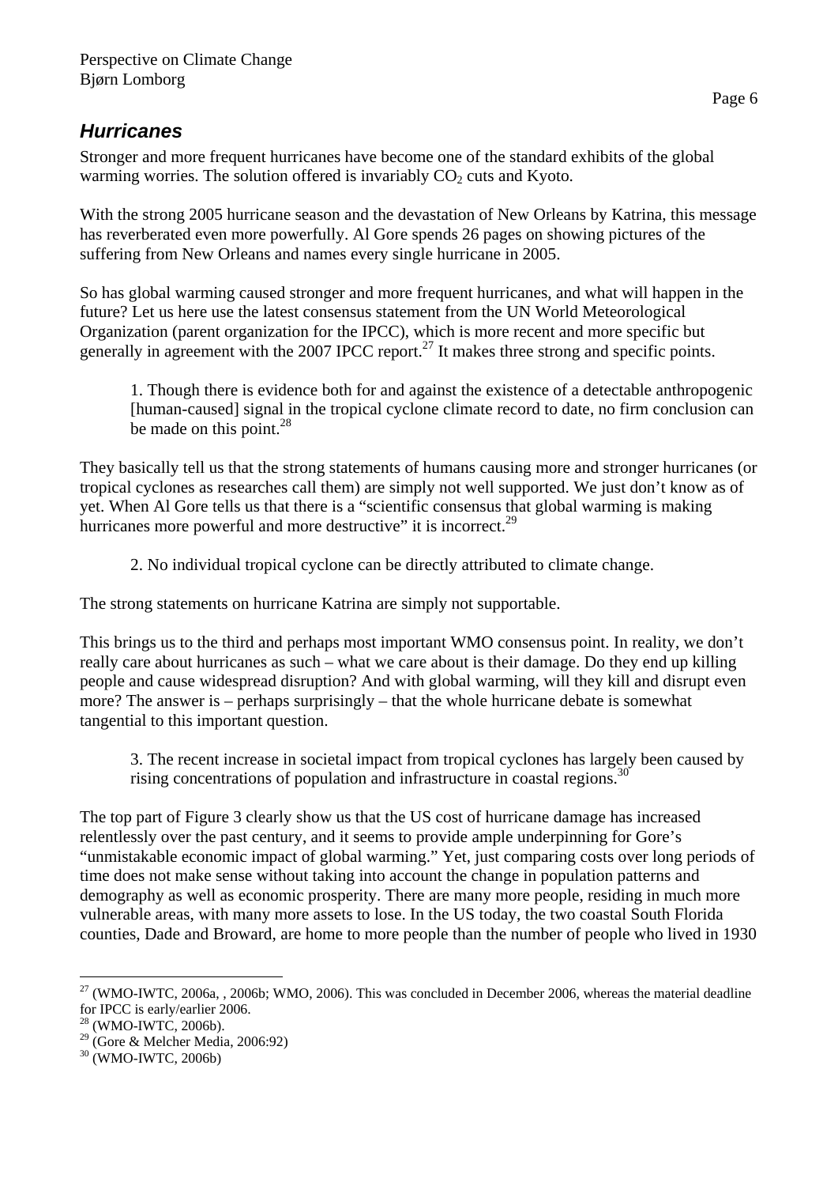## *Hurricanes*

Stronger and more frequent hurricanes have become one of the standard exhibits of the global warming worries. The solution offered is invariably $CO_2$ cuts and Kyoto.

With the strong 2005 hurricane season and the devastation of New Orleans by Katrina, this message has reverberated even more powerfully. Al Gore spends 26 pages on showing pictures of the suffering from New Orleans and names every single hurricane in 2005.

So has global warming caused stronger and more frequent hurricanes, and what will happen in the future? Let us here use the latest consensus statement from the UN World Meteorological Organization (parent organization for the IPCC), which is more recent and more specific but generally in agreement with the 2007 IPCC report.[27] It makes three strong and specific points.

> 1. Though there is evidence both for and against the existence of a detectable anthropogenic [human-caused] signal in the tropical cyclone climate record to date, no firm conclusion can be made on this point.[28]

They basically tell us that the strong statements of humans causing more and stronger hurricanes (or tropical cyclones as researches call them) are simply not well supported. We just don't know as of yet. When Al Gore tells us that there is a "scientific consensus that global warming is making hurricanes more powerful and more destructive" it is incorrect.[29]

> 2. No individual tropical cyclone can be directly attributed to climate change.

The strong statements on hurricane Katrina are simply not supportable.

This brings us to the third and perhaps most important WMO consensus point. In reality, we don't really care about hurricanes as such – what we care about is their damage. Do they end up killing people and cause widespread disruption? And with global warming, will they kill and disrupt even more? The answer is – perhaps surprisingly – that the whole hurricane debate is somewhat tangential to this important question.

> 3. The recent increase in societal impact from tropical cyclones has largely been caused by rising concentrations of population and infrastructure in coastal regions.[30]

The top part of Figure 3 clearly show us that the US cost of hurricane damage has increased relentlessly over the past century, and it seems to provide ample underpinning for Gore's "unmistakable economic impact of global warming." Yet, just comparing costs over long periods of time does not make sense without taking into account the change in population patterns and demography as well as economic prosperity. There are many more people, residing in much more vulnerable areas, with many more assets to lose. In the US today, the two coastal South Florida counties, Dade and Broward, are home to more people than the number of people who lived in 1930

---

[27] (WMO-IWTC, 2006a, , 2006b; WMO, 2006). This was concluded in December 2006, whereas the material deadline for IPCC is early/earlier 2006.

[28] (WMO-IWTC, 2006b).

[29] (Gore & Melcher Media, 2006:92)

[30] (WMO-IWTC, 2006b)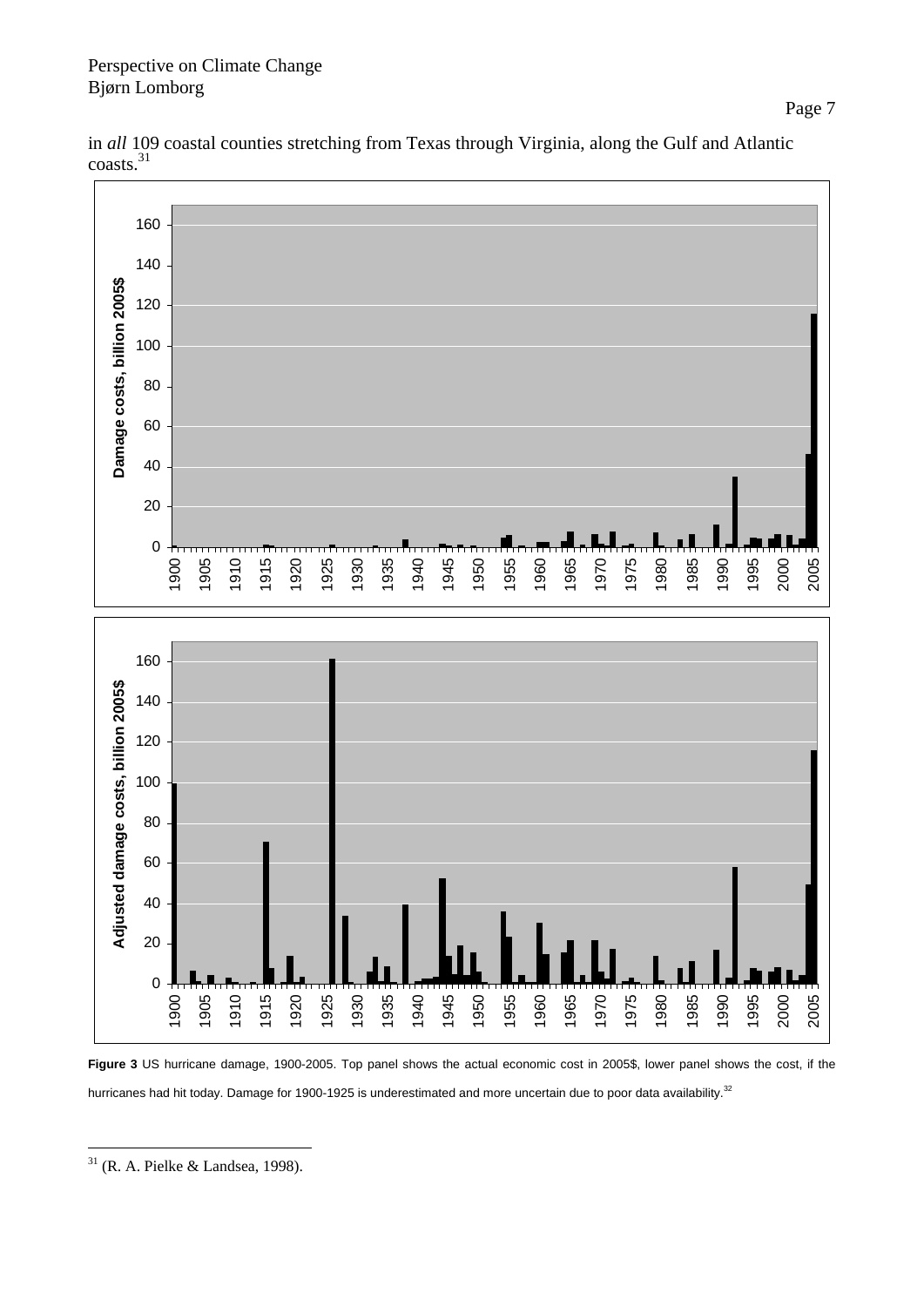in *all* 109 coastal counties stretching from Texas through Virginia, along the Gulf and Atlantic coasts.[31]

**Figure 3** US hurricane damage, 1900-2005. Top panel shows the actual economic cost in 2005$, lower panel shows the cost, if the hurricanes had hit today. Damage for 1900-1925 is underestimated and more uncertain due to poor data availability.[32]

[31] (R. A. Pielke & Landsea, 1998).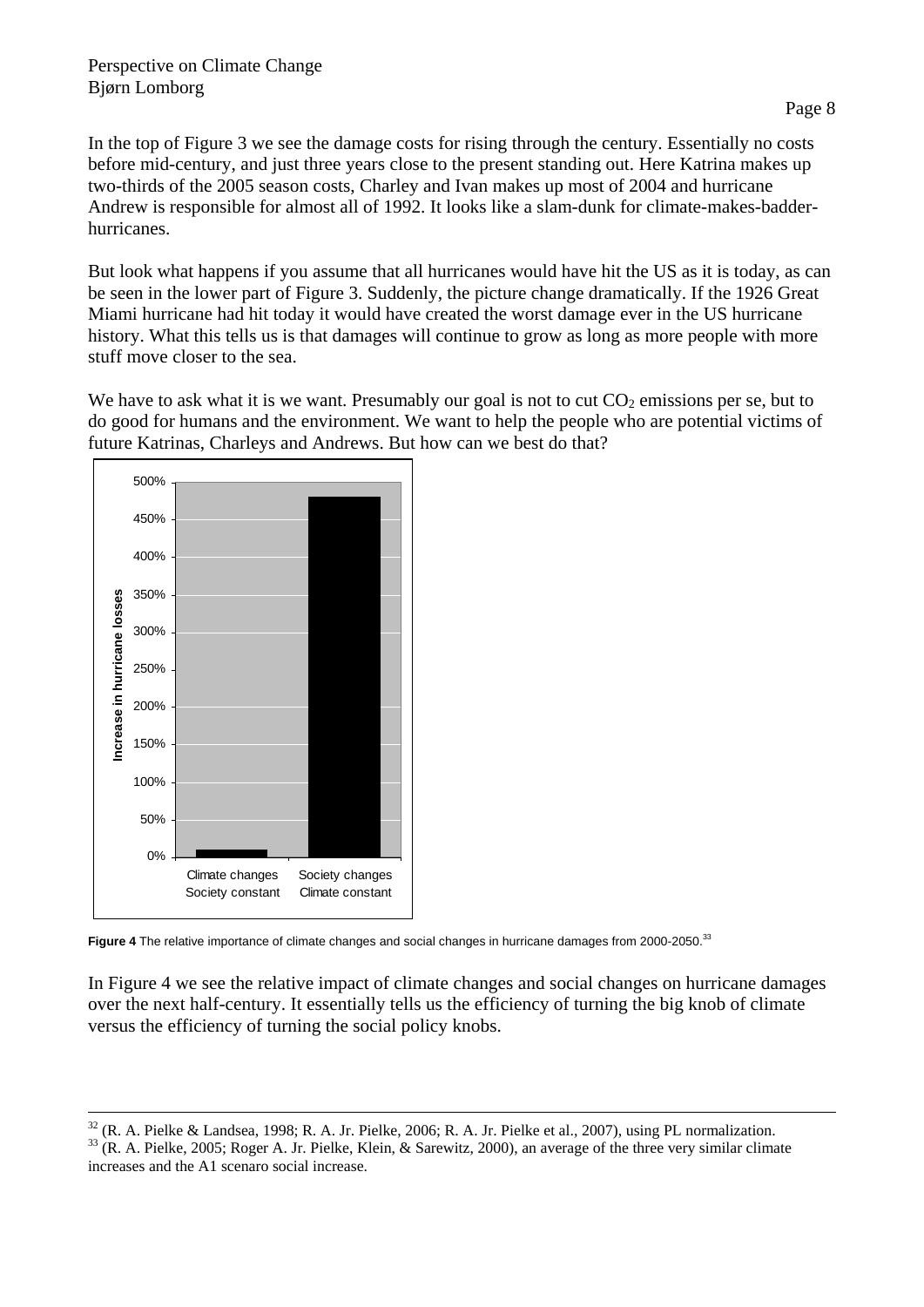In the top of Figure 3 we see the damage costs for rising through the century. Essentially no costs before mid-century, and just three years close to the present standing out. Here Katrina makes up two-thirds of the 2005 season costs, Charley and Ivan makes up most of 2004 and hurricane Andrew is responsible for almost all of 1992. It looks like a slam-dunk for climate-makes-badder-hurricanes.

But look what happens if you assume that all hurricanes would have hit the US as it is today, as can be seen in the lower part of Figure 3. Suddenly, the picture change dramatically. If the 1926 Great Miami hurricane had hit today it would have created the worst damage ever in the US hurricane history. What this tells us is that damages will continue to grow as long as more people with more stuff move closer to the sea.

We have to ask what it is we want. Presumably our goal is not to cut $CO_2$ emissions per se, but to do good for humans and the environment. We want to help the people who are potential victims of future Katrinas, Charleys and Andrews. But how can we best do that?

**Figure 4** The relative importance of climate changes and social changes in hurricane damages from 2000-2050.[33]

In Figure 4 we see the relative impact of climate changes and social changes on hurricane damages over the next half-century. It essentially tells us the efficiency of turning the big knob of climate versus the efficiency of turning the social policy knobs.

---

[32] (R. A. Pielke & Landsea, 1998; R. A. Jr. Pielke, 2006; R. A. Jr. Pielke et al., 2007), using PL normalization.

[33] (R. A. Pielke, 2005; Roger A. Jr. Pielke, Klein, & Sarewitz, 2000), an average of the three very similar climate increases and the A1 scenaro social increase.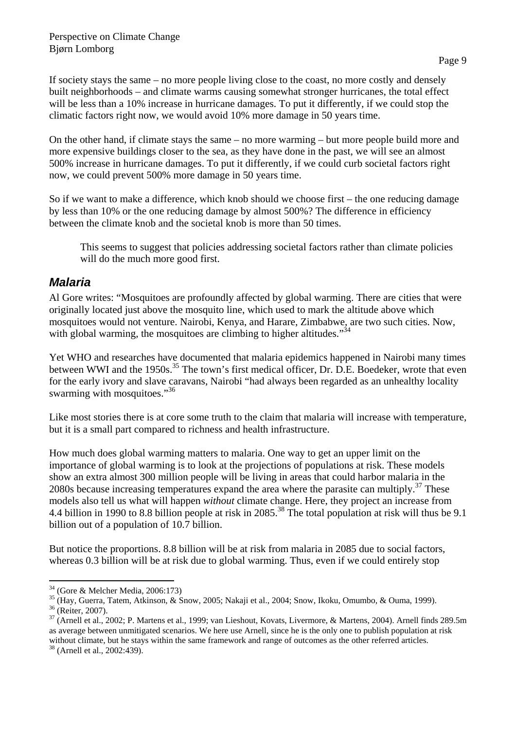If society stays the same – no more people living close to the coast, no more costly and densely built neighborhoods – and climate warms causing somewhat stronger hurricanes, the total effect will be less than a 10% increase in hurricane damages. To put it differently, if we could stop the climatic factors right now, we would avoid 10% more damage in 50 years time.

On the other hand, if climate stays the same – no more warming – but more people build more and more expensive buildings closer to the sea, as they have done in the past, we will see an almost 500% increase in hurricane damages. To put it differently, if we could curb societal factors right now, we could prevent 500% more damage in 50 years time.

So if we want to make a difference, which knob should we choose first – the one reducing damage by less than 10% or the one reducing damage by almost 500%? The difference in efficiency between the climate knob and the societal knob is more than 50 times.

> This seems to suggest that policies addressing societal factors rather than climate policies will do the much more good first.

## *Malaria*

Al Gore writes: "Mosquitoes are profoundly affected by global warming. There are cities that were originally located just above the mosquito line, which used to mark the altitude above which mosquitoes would not venture. Nairobi, Kenya, and Harare, Zimbabwe, are two such cities. Now, with global warming, the mosquitoes are climbing to higher altitudes."[34]

Yet WHO and researches have documented that malaria epidemics happened in Nairobi many times between WWI and the 1950s.[35] The town's first medical officer, Dr. D.E. Boedeker, wrote that even for the early ivory and slave caravans, Nairobi "had always been regarded as an unhealthy locality swarming with mosquitoes."[36]

Like most stories there is at core some truth to the claim that malaria will increase with temperature, but it is a small part compared to richness and health infrastructure.

How much does global warming matters to malaria. One way to get an upper limit on the importance of global warming is to look at the projections of populations at risk. These models show an extra almost 300 million people will be living in areas that could harbor malaria in the 2080s because increasing temperatures expand the area where the parasite can multiply.[37] These models also tell us what will happen *without* climate change. Here, they project an increase from 4.4 billion in 1990 to 8.8 billion people at risk in 2085.[38] The total population at risk will thus be 9.1 billion out of a population of 10.7 billion.

But notice the proportions. 8.8 billion will be at risk from malaria in 2085 due to social factors, whereas 0.3 billion will be at risk due to global warming. Thus, even if we could entirely stop

---

[34] (Gore & Melcher Media, 2006:173)

[35] (Hay, Guerra, Tatem, Atkinson, & Snow, 2005; Nakaji et al., 2004; Snow, Ikoku, Omumbo, & Ouma, 1999).

[36] (Reiter, 2007).

[37] (Arnell et al., 2002; P. Martens et al., 1999; van Lieshout, Kovats, Livermore, & Martens, 2004). Arnell finds 289.5m as average between unmitigated scenarios. We here use Arnell, since he is the only one to publish population at risk without climate, but he stays within the same framework and range of outcomes as the other referred articles.

[38] (Arnell et al., 2002:439).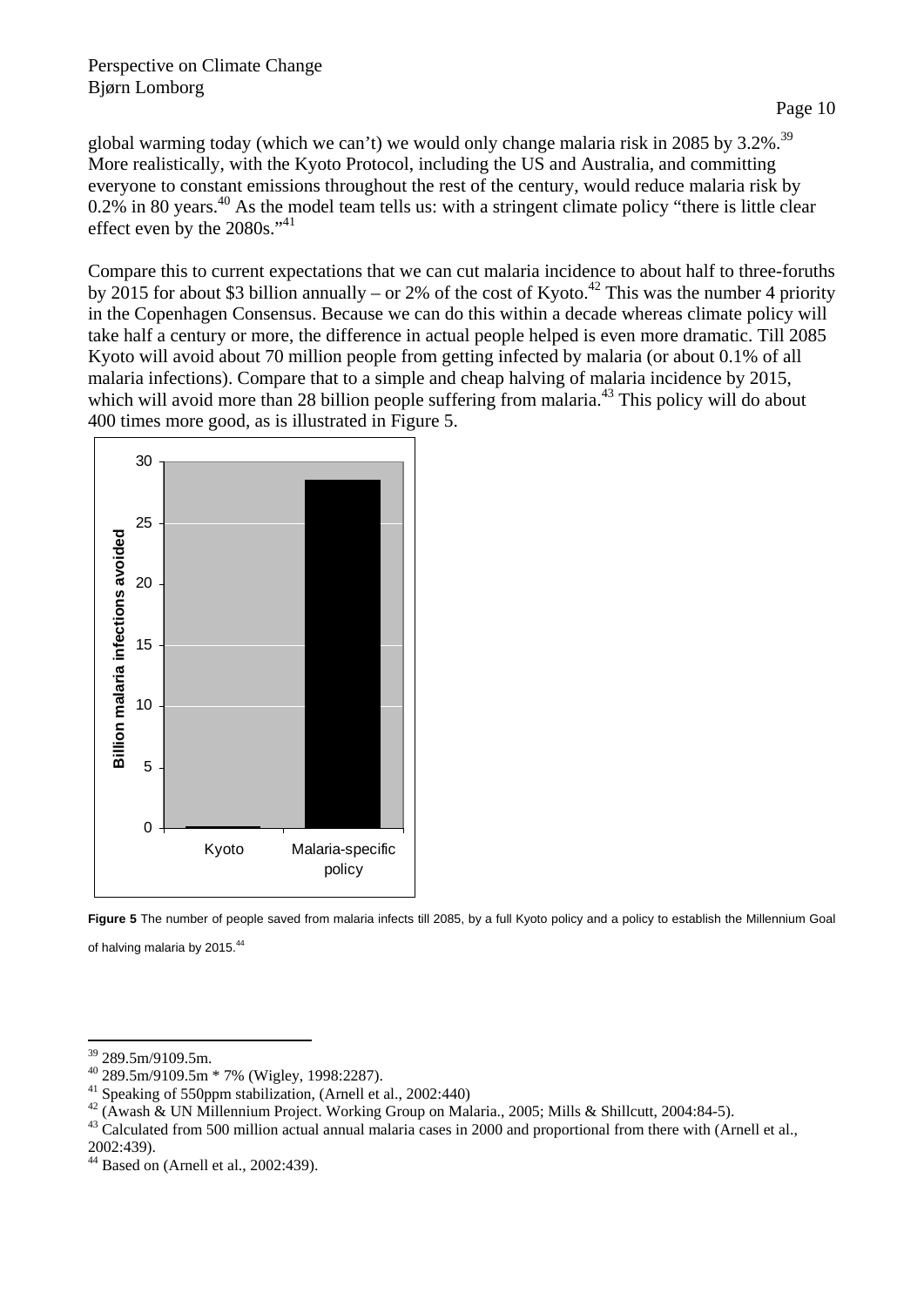global warming today (which we can't) we would only change malaria risk in 2085 by 3.2%.[39] More realistically, with the Kyoto Protocol, including the US and Australia, and committing everyone to constant emissions throughout the rest of the century, would reduce malaria risk by 0.2% in 80 years.[40] As the model team tells us: with a stringent climate policy "there is little clear effect even by the 2080s."[41]

Compare this to current expectations that we can cut malaria incidence to about half to three-foruths by 2015 for about $3 billion annually – or 2% of the cost of Kyoto.[42] This was the number 4 priority in the Copenhagen Consensus. Because we can do this within a decade whereas climate policy will take half a century or more, the difference in actual people helped is even more dramatic. Till 2085 Kyoto will avoid about 70 million people from getting infected by malaria (or about 0.1% of all malaria infections). Compare that to a simple and cheap halving of malaria incidence by 2015, which will avoid more than 28 billion people suffering from malaria.[43] This policy will do about 400 times more good, as is illustrated in Figure 5.

**Figure 5** The number of people saved from malaria infects till 2085, by a full Kyoto policy and a policy to establish the Millennium Goal of halving malaria by 2015.[44]

---

[39] 289.5m/9109.5m.

[40] 289.5m/9109.5m * 7% (Wigley, 1998:2287).

[41] Speaking of 550ppm stabilization, (Arnell et al., 2002:440)

[42] (Awash & UN Millennium Project. Working Group on Malaria., 2005; Mills & Shillcutt, 2004:84-5).

[43] Calculated from 500 million actual annual malaria cases in 2000 and proportional from there with (Arnell et al., 2002:439).

[44] Based on (Arnell et al., 2002:439).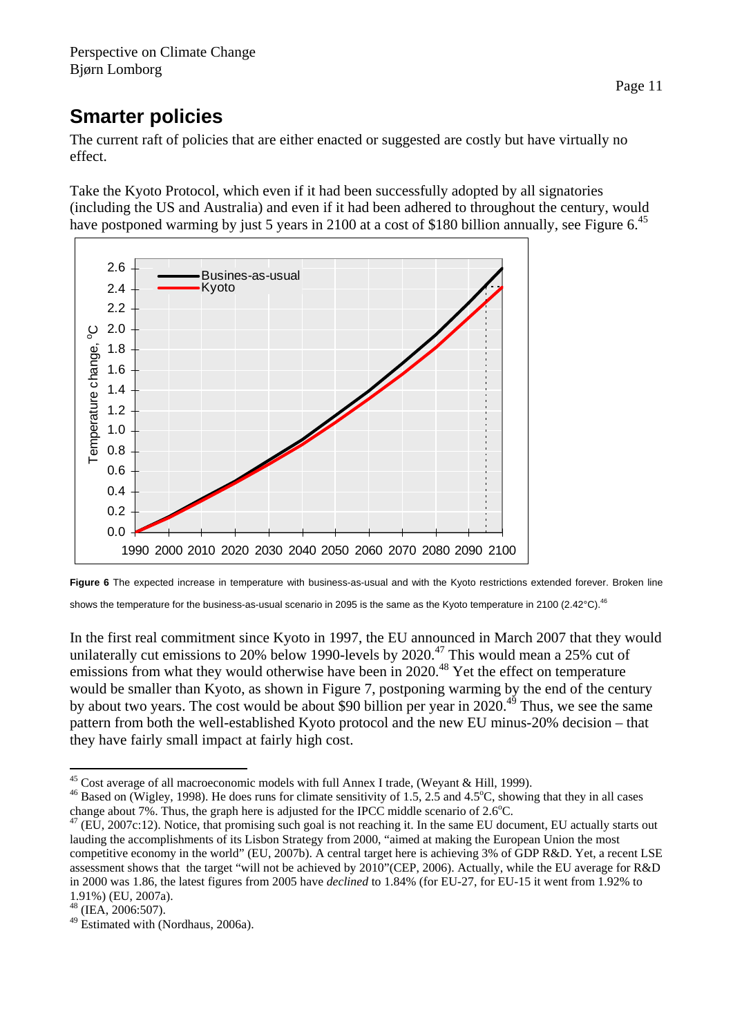## Smarter policies

The current raft of policies that are either enacted or suggested are costly but have virtually no effect.

Take the Kyoto Protocol, which even if it had been successfully adopted by all signatories (including the US and Australia) and even if it had been adhered to throughout the century, would have postponed warming by just 5 years in 2100 at a cost of $180 billion annually, see Figure 6.[45]

**Figure 6** The expected increase in temperature with business-as-usual and with the Kyoto restrictions extended forever. Broken line shows the temperature for the business-as-usual scenario in 2095 is the same as the Kyoto temperature in 2100 (2.42°C).[46]

In the first real commitment since Kyoto in 1997, the EU announced in March 2007 that they would unilaterally cut emissions to 20% below 1990-levels by 2020.[47] This would mean a 25% cut of emissions from what they would otherwise have been in 2020.[48] Yet the effect on temperature would be smaller than Kyoto, as shown in Figure 7, postponing warming by the end of the century by about two years. The cost would be about $90 billion per year in 2020.[49] Thus, we see the same pattern from both the well-established Kyoto protocol and the new EU minus-20% decision – that they have fairly small impact at fairly high cost.

---

[45] Cost average of all macroeconomic models with full Annex I trade, (Weyant & Hill, 1999).

[46] Based on (Wigley, 1998). He does runs for climate sensitivity of 1.5, 2.5 and 4.5°C, showing that they in all cases change about 7%. Thus, the graph here is adjusted for the IPCC middle scenario of 2.6°C.

[47] (EU, 2007c:12). Notice, that promising such goal is not reaching it. In the same EU document, EU actually starts out lauding the accomplishments of its Lisbon Strategy from 2000, "aimed at making the European Union the most competitive economy in the world" (EU, 2007b). A central target here is achieving 3% of GDP R&D. Yet, a recent LSE assessment shows that the target "will not be achieved by 2010"(CEP, 2006). Actually, while the EU average for R&D in 2000 was 1.86, the latest figures from 2005 have *declined* to 1.84% (for EU-27, for EU-15 it went from 1.92% to 1.91%) (EU, 2007a).

[48] (IEA, 2006:507).

[49] Estimated with (Nordhaus, 2006a).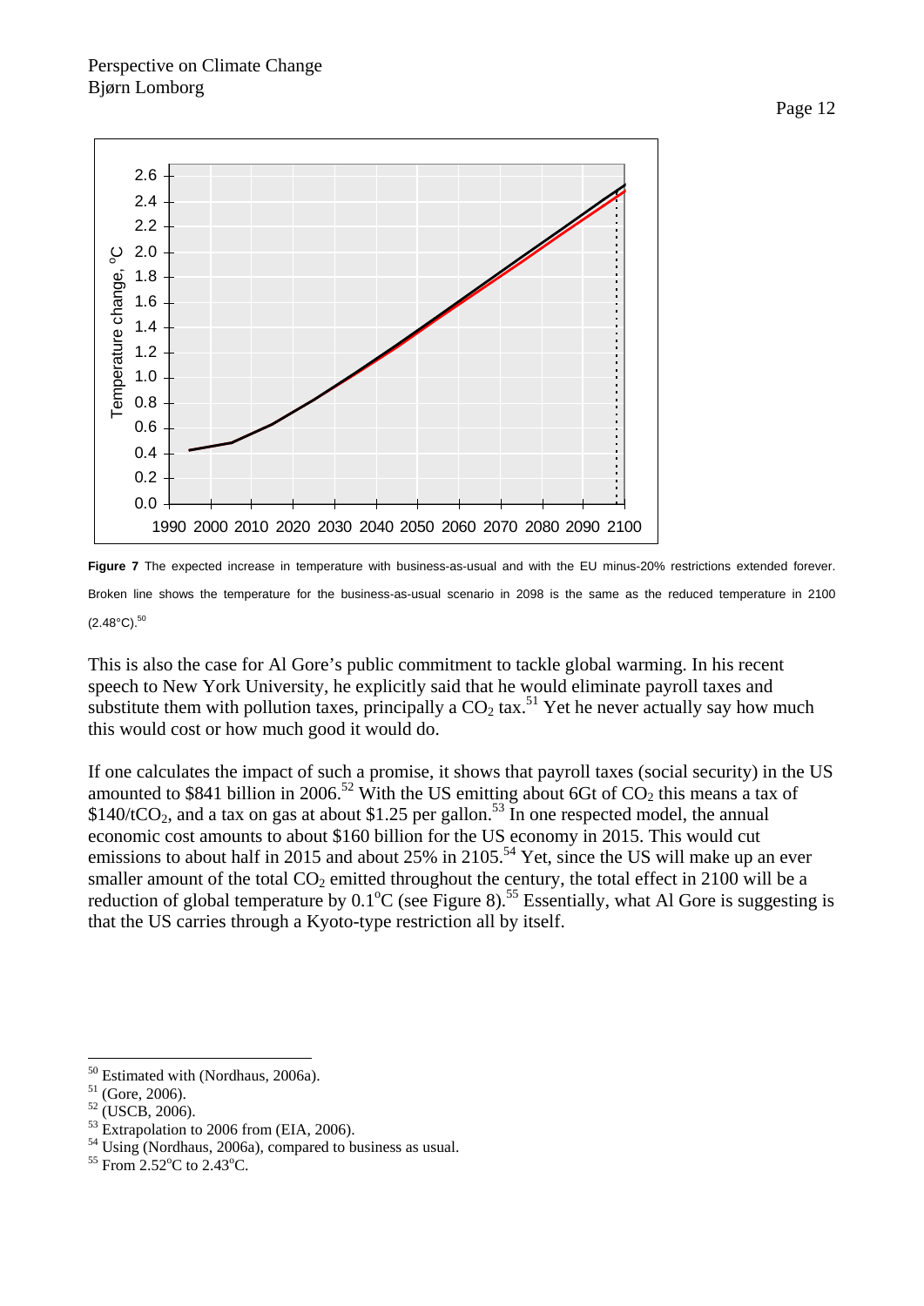**Figure 7** The expected increase in temperature with business-as-usual and with the EU minus-20% restrictions extended forever. Broken line shows the temperature for the business-as-usual scenario in 2098 is the same as the reduced temperature in 2100 (2.48°C).[50]

This is also the case for Al Gore's public commitment to tackle global warming. In his recent speech to New York University, he explicitly said that he would eliminate payroll taxes and substitute them with pollution taxes, principally a $CO_2$ tax.[51] Yet he never actually say how much this would cost or how much good it would do.

If one calculates the impact of such a promise, it shows that payroll taxes (social security) in the US amounted to $841 billion in 2006.[52] With the US emitting about 6Gt of $CO_2$ this means a tax of $140/t$CO_2$, and a tax on gas at about $1.25 per gallon.[53] In one respected model, the annual economic cost amounts to about $160 billion for the US economy in 2015. This would cut emissions to about half in 2015 and about 25% in 2105.[54] Yet, since the US will make up an ever smaller amount of the total $CO_2$ emitted throughout the century, the total effect in 2100 will be a reduction of global temperature by 0.1°C (see Figure 8).[55] Essentially, what Al Gore is suggesting is that the US carries through a Kyoto-type restriction all by itself.

---

[50] Estimated with (Nordhaus, 2006a).

[51] (Gore, 2006).

[52] (USCB, 2006).

[53] Extrapolation to 2006 from (EIA, 2006).

[54] Using (Nordhaus, 2006a), compared to business as usual.

[55] From 2.52°C to 2.43°C.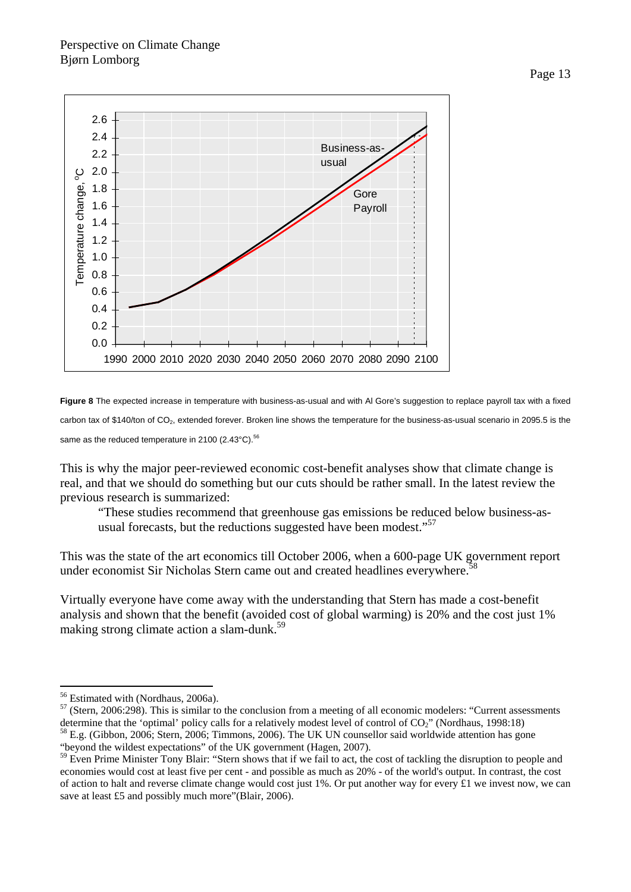**Figure 8** The expected increase in temperature with business-as-usual and with Al Gore's suggestion to replace payroll tax with a fixed carbon tax of \$140/ton of $CO_2$, extended forever. Broken line shows the temperature for the business-as-usual scenario in 2095.5 is the same as the reduced temperature in 2100 (2.43°C).[56]

This is why the major peer-reviewed economic cost-benefit analyses show that climate change is real, and that we should do something but our cuts should be rather small. In the latest review the previous research is summarized:

> "These studies recommend that greenhouse gas emissions be reduced below business-as-usual forecasts, but the reductions suggested have been modest."[57]

This was the state of the art economics till October 2006, when a 600-page UK government report under economist Sir Nicholas Stern came out and created headlines everywhere.[58]

Virtually everyone have come away with the understanding that Stern has made a cost-benefit analysis and shown that the benefit (avoided cost of global warming) is 20% and the cost just 1% making strong climate action a slam-dunk.[59]

---

[56] Estimated with (Nordhaus, 2006a).

[57] (Stern, 2006:298). This is similar to the conclusion from a meeting of all economic modelers: "Current assessments determine that the 'optimal' policy calls for a relatively modest level of control of $CO_2$" (Nordhaus, 1998:18)

[58] E.g. (Gibbon, 2006; Stern, 2006; Timmons, 2006). The UK UN counsellor said worldwide attention has gone "beyond the wildest expectations" of the UK government (Hagen, 2007).

[59] Even Prime Minister Tony Blair: "Stern shows that if we fail to act, the cost of tackling the disruption to people and economies would cost at least five per cent - and possible as much as 20% - of the world's output. In contrast, the cost of action to halt and reverse climate change would cost just 1%. Or put another way for every £1 we invest now, we can save at least £5 and possibly much more"(Blair, 2006).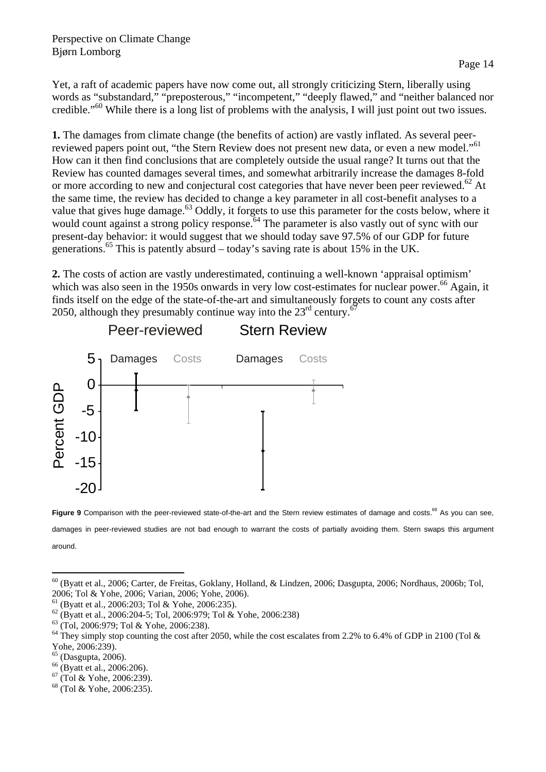Yet, a raft of academic papers have now come out, all strongly criticizing Stern, liberally using words as "substandard," "preposterous," "incompetent," "deeply flawed," and "neither balanced nor credible."[60] While there is a long list of problems with the analysis, I will just point out two issues.

**1.** The damages from climate change (the benefits of action) are vastly inflated. As several peer-reviewed papers point out, "the Stern Review does not present new data, or even a new model."[61] How can it then find conclusions that are completely outside the usual range? It turns out that the Review has counted damages several times, and somewhat arbitrarily increase the damages 8-fold or more according to new and conjectural cost categories that have never been peer reviewed.[62] At the same time, the review has decided to change a key parameter in all cost-benefit analyses to a value that gives huge damage.[63] Oddly, it forgets to use this parameter for the costs below, where it would count against a strong policy response.[64] The parameter is also vastly out of sync with our present-day behavior: it would suggest that we should today save 97.5% of our GDP for future generations.[65] This is patently absurd – today's saving rate is about 15% in the UK.

**2.** The costs of action are vastly underestimated, continuing a well-known 'appraisal optimism' which was also seen in the 1950s onwards in very low cost-estimates for nuclear power.[66] Again, it finds itself on the edge of the state-of-the-art and simultaneously forgets to count any costs after 2050, although they presumably continue way into the 23rd century.[67]

**Figure 9** Comparison with the peer-reviewed state-of-the-art and the Stern review estimates of damage and costs.[68] As you can see, damages in peer-reviewed studies are not bad enough to warrant the costs of partially avoiding them. Stern swaps this argument around.

---

[60] (Byatt et al., 2006; Carter, de Freitas, Goklany, Holland, & Lindzen, 2006; Dasgupta, 2006; Nordhaus, 2006b; Tol, 2006; Tol & Yohe, 2006; Varian, 2006; Yohe, 2006).

[61] (Byatt et al., 2006:203; Tol & Yohe, 2006:235).

[62] (Byatt et al., 2006:204-5; Tol, 2006:979; Tol & Yohe, 2006:238)

[63] (Tol, 2006:979; Tol & Yohe, 2006:238).

[64] They simply stop counting the cost after 2050, while the cost escalates from 2.2% to 6.4% of GDP in 2100 (Tol & Yohe, 2006:239).

[65] (Dasgupta, 2006).

[66] (Byatt et al., 2006:206).

[67] (Tol & Yohe, 2006:239).

[68] (Tol & Yohe, 2006:235).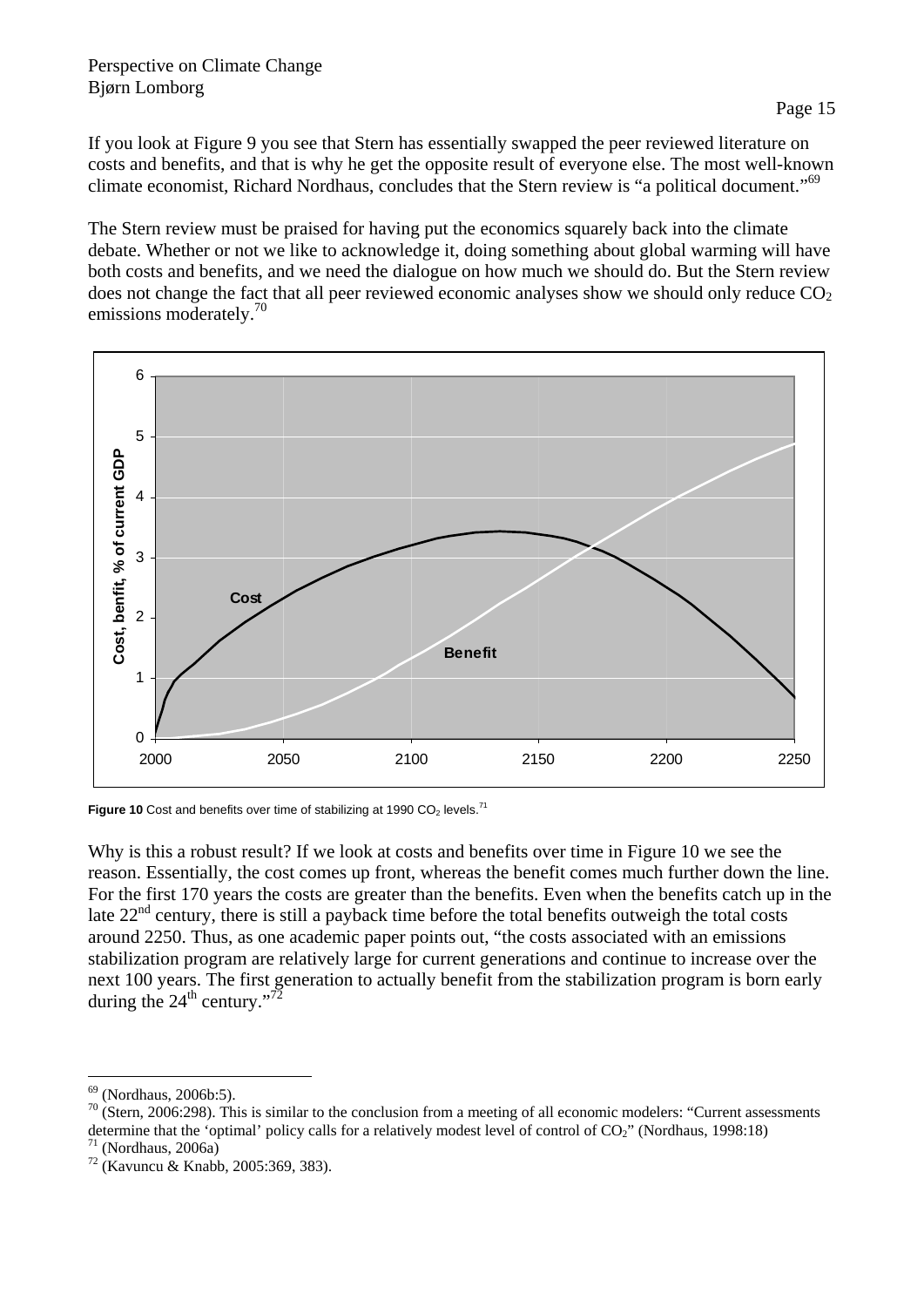If you look at Figure 9 you see that Stern has essentially swapped the peer reviewed literature on costs and benefits, and that is why he get the opposite result of everyone else. The most well-known climate economist, Richard Nordhaus, concludes that the Stern review is "a political document."[69]

The Stern review must be praised for having put the economics squarely back into the climate debate. Whether or not we like to acknowledge it, doing something about global warming will have both costs and benefits, and we need the dialogue on how much we should do. But the Stern review does not change the fact that all peer reviewed economic analyses show we should only reduce $CO_2$ emissions moderately.[70]

**Figure 10** Cost and benefits over time of stabilizing at 1990 $CO_2$ levels.[71]

Why is this a robust result? If we look at costs and benefits over time in Figure 10 we see the reason. Essentially, the cost comes up front, whereas the benefit comes much further down the line. For the first 170 years the costs are greater than the benefits. Even when the benefits catch up in the late 22[nd] century, there is still a payback time before the total benefits outweigh the total costs around 2250. Thus, as one academic paper points out, "the costs associated with an emissions stabilization program are relatively large for current generations and continue to increase over the next 100 years. The first generation to actually benefit from the stabilization program is born early during the 24[th] century."[72]

---

[69] (Nordhaus, 2006b:5).

[70] (Stern, 2006:298). This is similar to the conclusion from a meeting of all economic modelers: "Current assessments determine that the 'optimal' policy calls for a relatively modest level of control of $CO_2$" (Nordhaus, 1998:18)

[71] (Nordhaus, 2006a)

[72] (Kavuncu & Knabb, 2005:369, 383).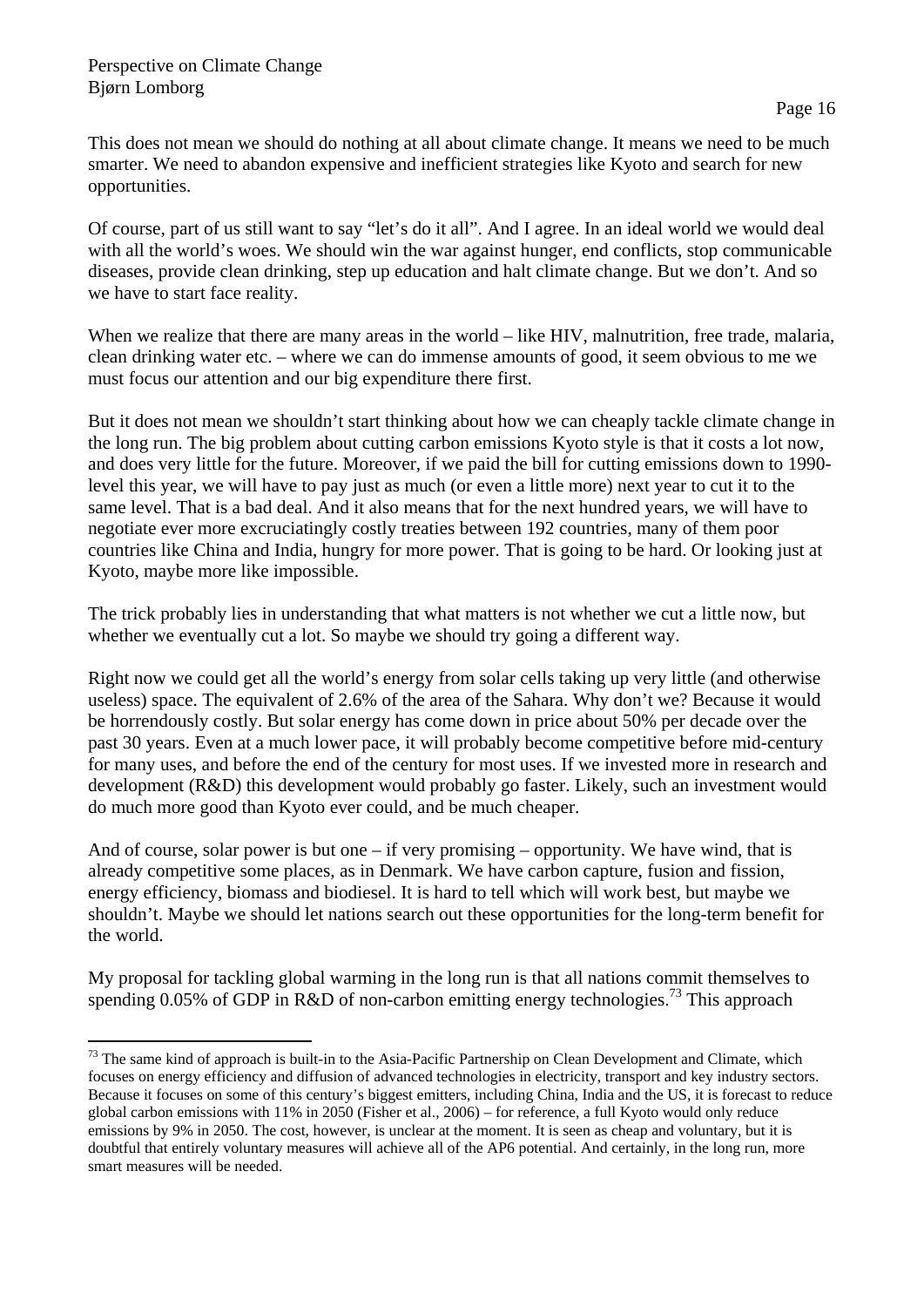This does not mean we should do nothing at all about climate change. It means we need to be much smarter. We need to abandon expensive and inefficient strategies like Kyoto and search for new opportunities.

Of course, part of us still want to say "let's do it all". And I agree. In an ideal world we would deal with all the world's woes. We should win the war against hunger, end conflicts, stop communicable diseases, provide clean drinking, step up education and halt climate change. But we don't. And so we have to start face reality.

When we realize that there are many areas in the world – like HIV, malnutrition, free trade, malaria, clean drinking water etc. – where we can do immense amounts of good, it seem obvious to me we must focus our attention and our big expenditure there first.

But it does not mean we shouldn't start thinking about how we can cheaply tackle climate change in the long run. The big problem about cutting carbon emissions Kyoto style is that it costs a lot now, and does very little for the future. Moreover, if we paid the bill for cutting emissions down to 1990-level this year, we will have to pay just as much (or even a little more) next year to cut it to the same level. That is a bad deal. And it also means that for the next hundred years, we will have to negotiate ever more excruciatingly costly treaties between 192 countries, many of them poor countries like China and India, hungry for more power. That is going to be hard. Or looking just at Kyoto, maybe more like impossible.

The trick probably lies in understanding that what matters is not whether we cut a little now, but whether we eventually cut a lot. So maybe we should try going a different way.

Right now we could get all the world's energy from solar cells taking up very little (and otherwise useless) space. The equivalent of 2.6% of the area of the Sahara. Why don't we? Because it would be horrendously costly. But solar energy has come down in price about 50% per decade over the past 30 years. Even at a much lower pace, it will probably become competitive before mid-century for many uses, and before the end of the century for most uses. If we invested more in research and development (R&D) this development would probably go faster. Likely, such an investment would do much more good than Kyoto ever could, and be much cheaper.

And of course, solar power is but one – if very promising – opportunity. We have wind, that is already competitive some places, as in Denmark. We have carbon capture, fusion and fission, energy efficiency, biomass and biodiesel. It is hard to tell which will work best, but maybe we shouldn't. Maybe we should let nations search out these opportunities for the long-term benefit for the world.

My proposal for tackling global warming in the long run is that all nations commit themselves to spending 0.05% of GDP in R&D of non-carbon emitting energy technologies.[73] This approach

---

[73] The same kind of approach is built-in to the Asia-Pacific Partnership on Clean Development and Climate, which focuses on energy efficiency and diffusion of advanced technologies in electricity, transport and key industry sectors. Because it focuses on some of this century's biggest emitters, including China, India and the US, it is forecast to reduce global carbon emissions with 11% in 2050 (Fisher et al., 2006) – for reference, a full Kyoto would only reduce emissions by 9% in 2050. The cost, however, is unclear at the moment. It is seen as cheap and voluntary, but it is doubtful that entirely voluntary measures will achieve all of the AP6 potential. And certainly, in the long run, more smart measures will be needed.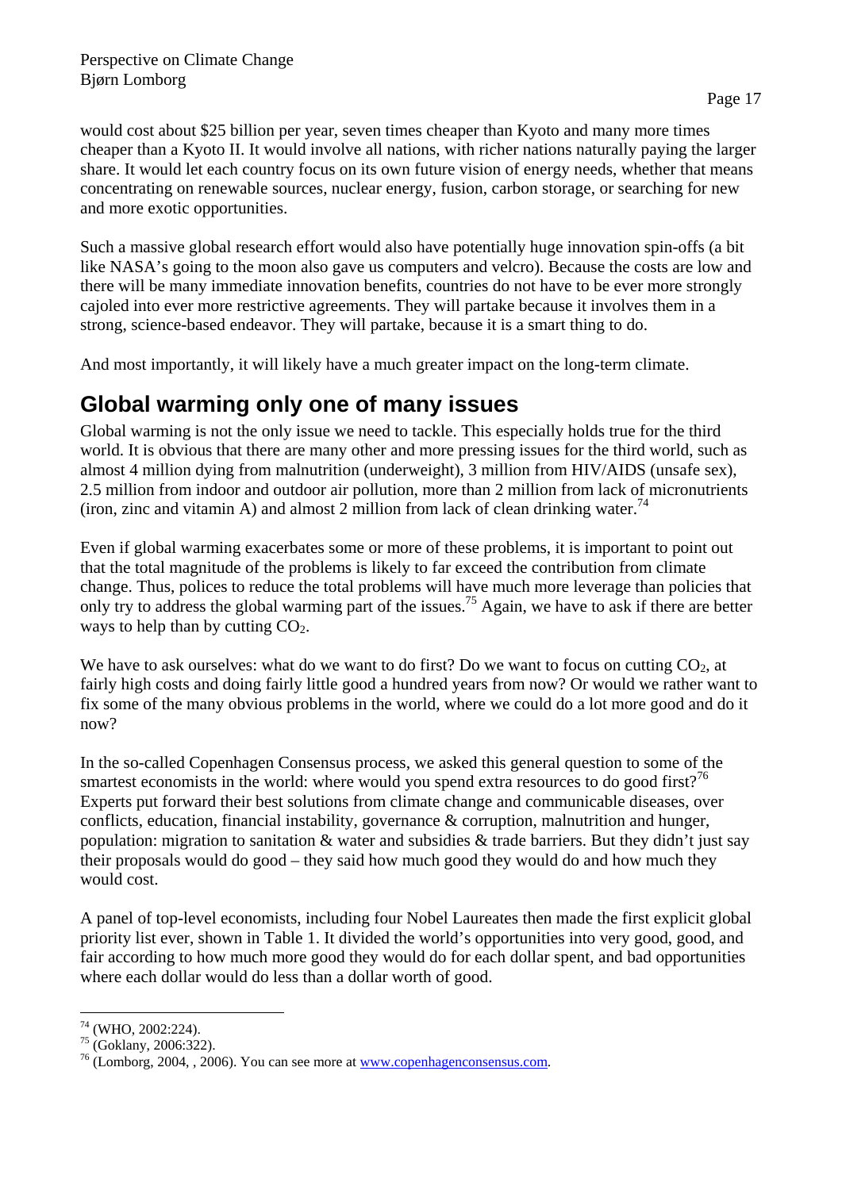would cost about $25 billion per year, seven times cheaper than Kyoto and many more times cheaper than a Kyoto II. It would involve all nations, with richer nations naturally paying the larger share. It would let each country focus on its own future vision of energy needs, whether that means concentrating on renewable sources, nuclear energy, fusion, carbon storage, or searching for new and more exotic opportunities.

Such a massive global research effort would also have potentially huge innovation spin-offs (a bit like NASA's going to the moon also gave us computers and velcro). Because the costs are low and there will be many immediate innovation benefits, countries do not have to be ever more strongly cajoled into ever more restrictive agreements. They will partake because it involves them in a strong, science-based endeavor. They will partake, because it is a smart thing to do.

And most importantly, it will likely have a much greater impact on the long-term climate.

## Global warming only one of many issues

Global warming is not the only issue we need to tackle. This especially holds true for the third world. It is obvious that there are many other and more pressing issues for the third world, such as almost 4 million dying from malnutrition (underweight), 3 million from HIV/AIDS (unsafe sex), 2.5 million from indoor and outdoor air pollution, more than 2 million from lack of micronutrients (iron, zinc and vitamin A) and almost 2 million from lack of clean drinking water.[74]

Even if global warming exacerbates some or more of these problems, it is important to point out that the total magnitude of the problems is likely to far exceed the contribution from climate change. Thus, polices to reduce the total problems will have much more leverage than policies that only try to address the global warming part of the issues.[75] Again, we have to ask if there are better ways to help than by cutting $CO_2$.

We have to ask ourselves: what do we want to do first? Do we want to focus on cutting $CO_2$, at fairly high costs and doing fairly little good a hundred years from now? Or would we rather want to fix some of the many obvious problems in the world, where we could do a lot more good and do it now?

In the so-called Copenhagen Consensus process, we asked this general question to some of the smartest economists in the world: where would you spend extra resources to do good first?[76] Experts put forward their best solutions from climate change and communicable diseases, over conflicts, education, financial instability, governance & corruption, malnutrition and hunger, population: migration to sanitation & water and subsidies & trade barriers. But they didn't just say their proposals would do good – they said how much good they would do and how much they would cost.

A panel of top-level economists, including four Nobel Laureates then made the first explicit global priority list ever, shown in Table 1. It divided the world's opportunities into very good, good, and fair according to how much more good they would do for each dollar spent, and bad opportunities where each dollar would do less than a dollar worth of good.

---

[74] (WHO, 2002:224).

[75] (Goklany, 2006:322).

[76] (Lomborg, 2004, , 2006). You can see more at www.copenhagenconsensus.com.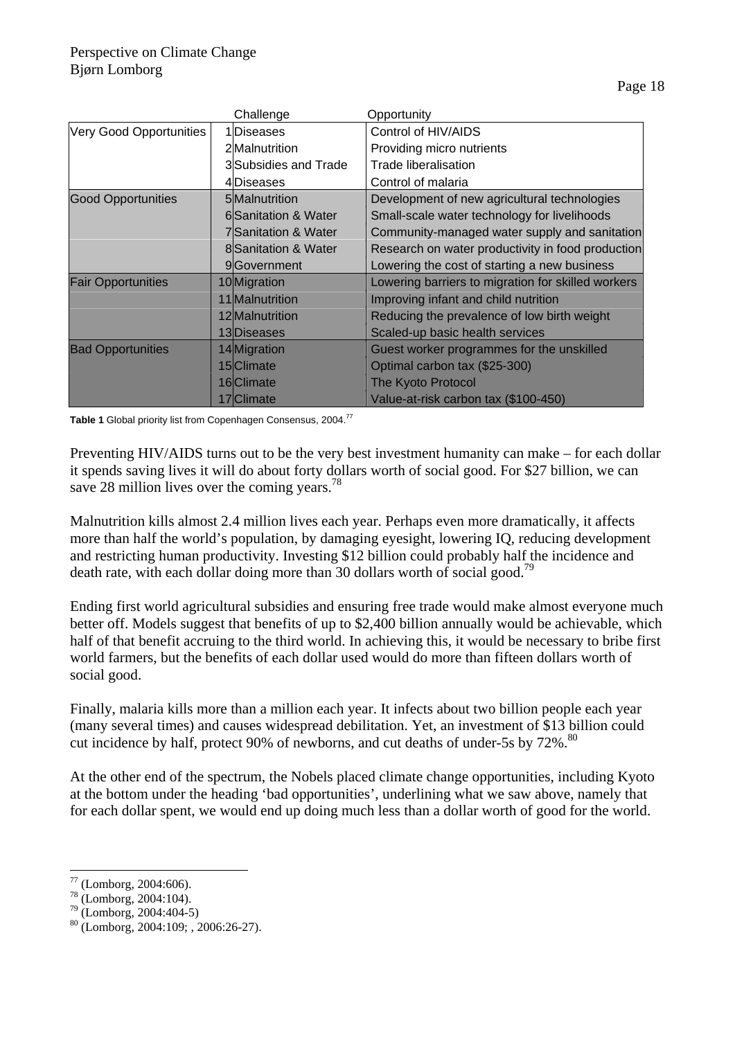| | | Challenge | Opportunity |
|---|---|---|---|
| Very Good Opportunities | 1 | Diseases | Control of HIV/AIDS |
| | 2 | Malnutrition | Providing micro nutrients |
| | 3 | Subsidies and Trade | Trade liberalisation |
| | 4 | Diseases | Control of malaria |
| Good Opportunities | 5 | Malnutrition | Development of new agricultural technologies |
| | 6 | Sanitation & Water | Small-scale water technology for livelihoods |
| | 7 | Sanitation & Water | Community-managed water supply and sanitation |
| | 8 | Sanitation & Water | Research on water productivity in food production |
| | 9 | Government | Lowering the cost of starting a new business |
| Fair Opportunities | 10 | Migration | Lowering barriers to migration for skilled workers |
| | 11 | Malnutrition | Improving infant and child nutrition |
| | 12 | Malnutrition | Reducing the prevalence of low birth weight |
| | 13 | Diseases | Scaled-up basic health services |
| Bad Opportunities | 14 | Migration | Guest worker programmes for the unskilled |
| | 15 | Climate | Optimal carbon tax ($25-300) |
| | 16 | Climate | The Kyoto Protocol |
| | 17 | Climate | Value-at-risk carbon tax ($100-450) |

**Table 1** Global priority list from Copenhagen Consensus, 2004.[77]

Preventing HIV/AIDS turns out to be the very best investment humanity can make – for each dollar it spends saving lives it will do about forty dollars worth of social good. For $27 billion, we can save 28 million lives over the coming years.[78]

Malnutrition kills almost 2.4 million lives each year. Perhaps even more dramatically, it affects more than half the world's population, by damaging eyesight, lowering IQ, reducing development and restricting human productivity. Investing $12 billion could probably half the incidence and death rate, with each dollar doing more than 30 dollars worth of social good.[79]

Ending first world agricultural subsidies and ensuring free trade would make almost everyone much better off. Models suggest that benefits of up to $2,400 billion annually would be achievable, which half of that benefit accruing to the third world. In achieving this, it would be necessary to bribe first world farmers, but the benefits of each dollar used would do more than fifteen dollars worth of social good.

Finally, malaria kills more than a million each year. It infects about two billion people each year (many several times) and causes widespread debilitation. Yet, an investment of $13 billion could cut incidence by half, protect 90% of newborns, and cut deaths of under-5s by 72%.[80]

At the other end of the spectrum, the Nobels placed climate change opportunities, including Kyoto at the bottom under the heading 'bad opportunities', underlining what we saw above, namely that for each dollar spent, we would end up doing much less than a dollar worth of good for the world.

---

[77] (Lomborg, 2004:606).

[78] (Lomborg, 2004:104).

[79] (Lomborg, 2004:404-5)

[80] (Lomborg, 2004:109; , 2006:26-27).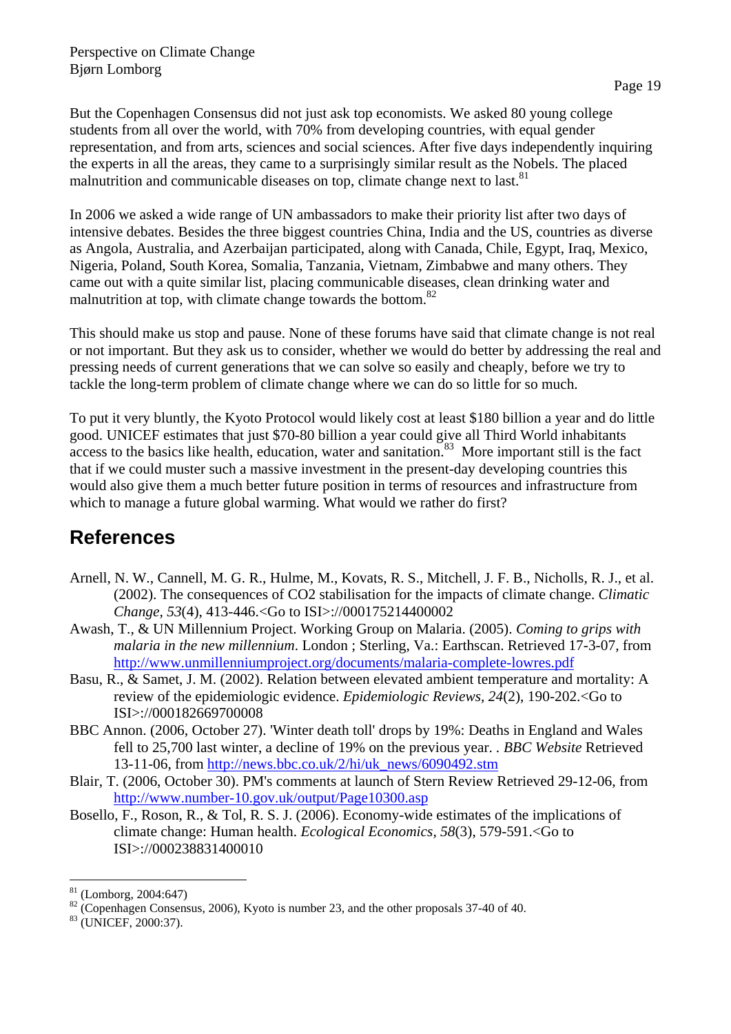But the Copenhagen Consensus did not just ask top economists. We asked 80 young college students from all over the world, with 70% from developing countries, with equal gender representation, and from arts, sciences and social sciences. After five days independently inquiring the experts in all the areas, they came to a surprisingly similar result as the Nobels. The placed malnutrition and communicable diseases on top, climate change next to last.[81]

In 2006 we asked a wide range of UN ambassadors to make their priority list after two days of intensive debates. Besides the three biggest countries China, India and the US, countries as diverse as Angola, Australia, and Azerbaijan participated, along with Canada, Chile, Egypt, Iraq, Mexico, Nigeria, Poland, South Korea, Somalia, Tanzania, Vietnam, Zimbabwe and many others. They came out with a quite similar list, placing communicable diseases, clean drinking water and malnutrition at top, with climate change towards the bottom.[82]

This should make us stop and pause. None of these forums have said that climate change is not real or not important. But they ask us to consider, whether we would do better by addressing the real and pressing needs of current generations that we can solve so easily and cheaply, before we try to tackle the long-term problem of climate change where we can do so little for so much.

To put it very bluntly, the Kyoto Protocol would likely cost at least $180 billion a year and do little good. UNICEF estimates that just $70-80 billion a year could give all Third World inhabitants access to the basics like health, education, water and sanitation.[83] More important still is the fact that if we could muster such a massive investment in the present-day developing countries this would also give them a much better future position in terms of resources and infrastructure from which to manage a future global warming. What would we rather do first?

## References

Arnell, N. W., Cannell, M. G. R., Hulme, M., Kovats, R. S., Mitchell, J. F. B., Nicholls, R. J., et al. (2002). The consequences of CO2 stabilisation for the impacts of climate change. *Climatic Change, 53*(4), 413-446.<Go to ISI>://000175214400002

Awash, T., & UN Millennium Project. Working Group on Malaria. (2005). *Coming to grips with malaria in the new millennium*. London ; Sterling, Va.: Earthscan. Retrieved 17-3-07, from http://www.unmillenniumproject.org/documents/malaria-complete-lowres.pdf

Basu, R., & Samet, J. M. (2002). Relation between elevated ambient temperature and mortality: A review of the epidemiologic evidence. *Epidemiologic Reviews, 24*(2), 190-202.<Go to ISI>://000182669700008

BBC Annon. (2006, October 27). 'Winter death toll' drops by 19%: Deaths in England and Wales fell to 25,700 last winter, a decline of 19% on the previous year. . *BBC Website* Retrieved 13-11-06, from http://news.bbc.co.uk/2/hi/uk_news/6090492.stm

Blair, T. (2006, October 30). PM's comments at launch of Stern Review Retrieved 29-12-06, from http://www.number-10.gov.uk/output/Page10300.asp

Bosello, F., Roson, R., & Tol, R. S. J. (2006). Economy-wide estimates of the implications of climate change: Human health. *Ecological Economics, 58*(3), 579-591.<Go to ISI>://000238831400010

---

[81] (Lomborg, 2004:647)

[82] (Copenhagen Consensus, 2006), Kyoto is number 23, and the other proposals 37-40 of 40.

[83] (UNICEF, 2000:37).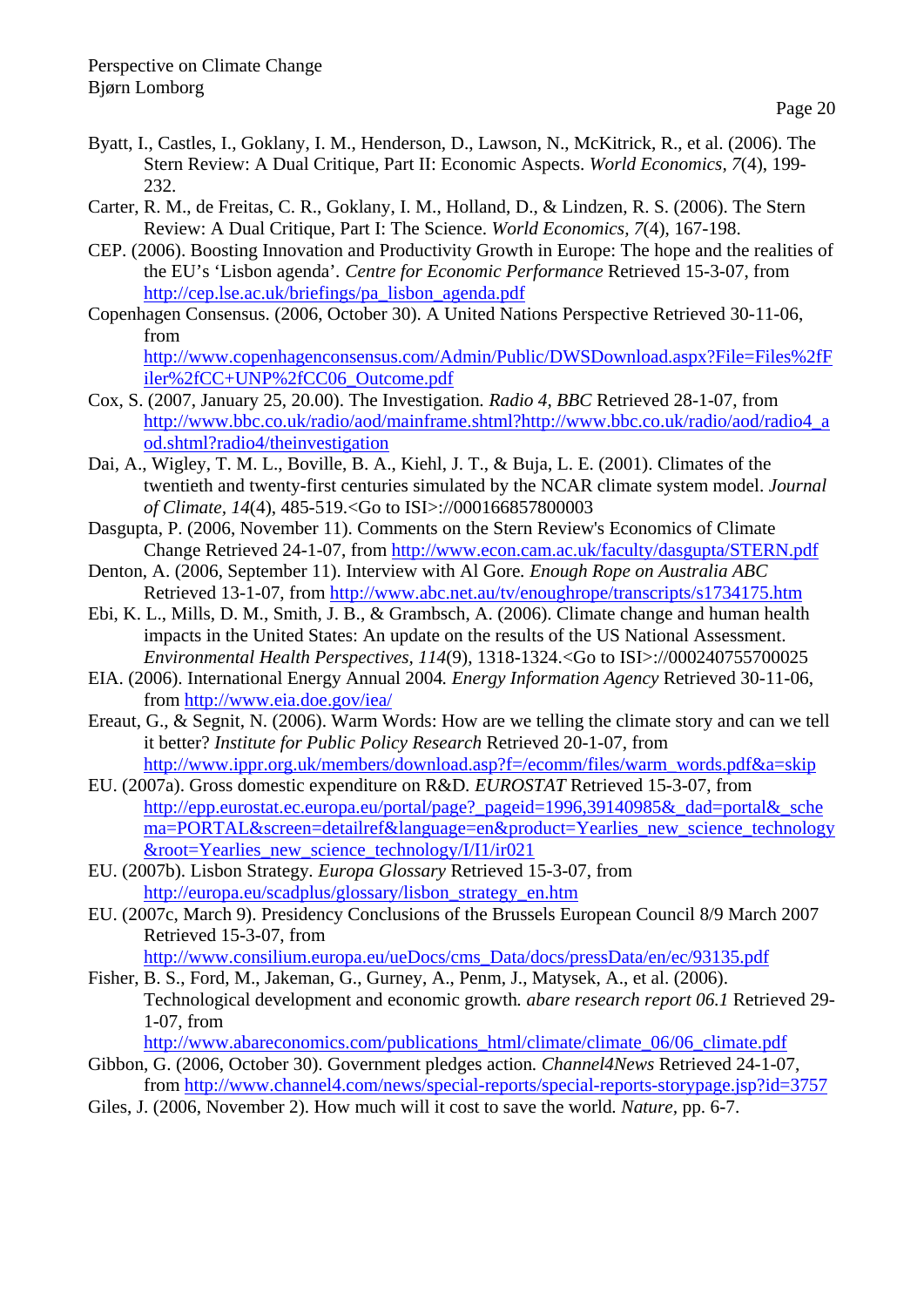Byatt, I., Castles, I., Goklany, I. M., Henderson, D., Lawson, N., McKitrick, R., et al. (2006). The Stern Review: A Dual Critique, Part II: Economic Aspects. *World Economics, 7*(4), 199-232.

Carter, R. M., de Freitas, C. R., Goklany, I. M., Holland, D., & Lindzen, R. S. (2006). The Stern Review: A Dual Critique, Part I: The Science. *World Economics, 7*(4), 167-198.

CEP. (2006). Boosting Innovation and Productivity Growth in Europe: The hope and the realities of the EU's 'Lisbon agenda'. *Centre for Economic Performance* Retrieved 15-3-07, from http://cep.lse.ac.uk/briefings/pa_lisbon_agenda.pdf

Copenhagen Consensus. (2006, October 30). A United Nations Perspective Retrieved 30-11-06, from http://www.copenhagenconsensus.com/Admin/Public/DWSDownload.aspx?File=Files%2fFiler%2fCC+UNP%2fCC06_Outcome.pdf

Cox, S. (2007, January 25, 20.00). The Investigation. *Radio 4, BBC* Retrieved 28-1-07, from http://www.bbc.co.uk/radio/aod/mainframe.shtml?http://www.bbc.co.uk/radio/aod/radio4_aod.shtml?radio4/theinvestigation

Dai, A., Wigley, T. M. L., Boville, B. A., Kiehl, J. T., & Buja, L. E. (2001). Climates of the twentieth and twenty-first centuries simulated by the NCAR climate system model. *Journal of Climate, 14*(4), 485-519.<Go to ISI>://000166857800003

Dasgupta, P. (2006, November 11). Comments on the Stern Review's Economics of Climate Change Retrieved 24-1-07, from http://www.econ.cam.ac.uk/faculty/dasgupta/STERN.pdf

Denton, A. (2006, September 11). Interview with Al Gore. *Enough Rope on Australia ABC* Retrieved 13-1-07, from http://www.abc.net.au/tv/enoughrope/transcripts/s1734175.htm

Ebi, K. L., Mills, D. M., Smith, J. B., & Grambsch, A. (2006). Climate change and human health impacts in the United States: An update on the results of the US National Assessment. *Environmental Health Perspectives, 114*(9), 1318-1324.<Go to ISI>://000240755700025

EIA. (2006). International Energy Annual 2004. *Energy Information Agency* Retrieved 30-11-06, from http://www.eia.doe.gov/iea/

Ereaut, G., & Segnit, N. (2006). Warm Words: How are we telling the climate story and can we tell it better? *Institute for Public Policy Research* Retrieved 20-1-07, from http://www.ippr.org.uk/members/download.asp?f=/ecomm/files/warm_words.pdf&a=skip

EU. (2007a). Gross domestic expenditure on R&D. *EUROSTAT* Retrieved 15-3-07, from http://epp.eurostat.ec.europa.eu/portal/page?_pageid=1996,39140985&_dad=portal&_schema=PORTAL&screen=detailref&language=en&product=Yearlies_new_science_technology&root=Yearlies_new_science_technology/I/I1/ir021

EU. (2007b). Lisbon Strategy. *Europa Glossary* Retrieved 15-3-07, from http://europa.eu/scadplus/glossary/lisbon_strategy_en.htm

EU. (2007c, March 9). Presidency Conclusions of the Brussels European Council 8/9 March 2007 Retrieved 15-3-07, from http://www.consilium.europa.eu/ueDocs/cms_Data/docs/pressData/en/ec/93135.pdf

Fisher, B. S., Ford, M., Jakeman, G., Gurney, A., Penm, J., Matysek, A., et al. (2006). Technological development and economic growth. *abare research report 06.1* Retrieved 29-1-07, from http://www.abareconomics.com/publications_html/climate/climate_06/06_climate.pdf

Gibbon, G. (2006, October 30). Government pledges action. *Channel4News* Retrieved 24-1-07, from http://www.channel4.com/news/special-reports/special-reports-storypage.jsp?id=3757

Giles, J. (2006, November 2). How much will it cost to save the world. *Nature,* pp. 6-7.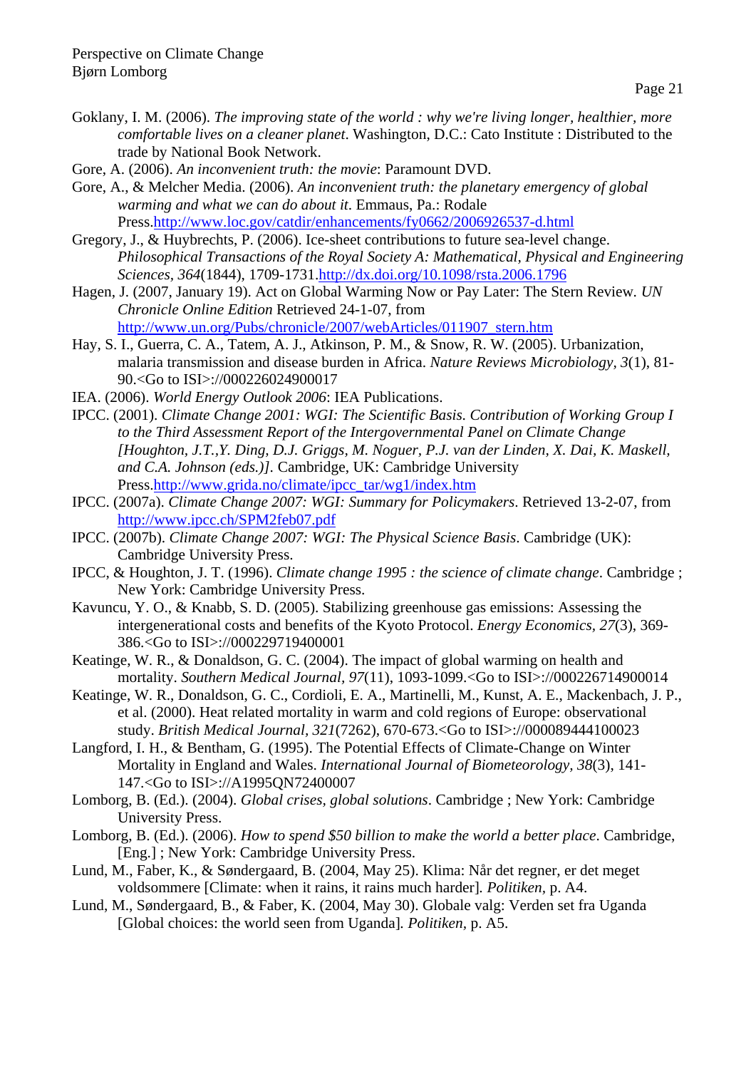Goklany, I. M. (2006). *The improving state of the world : why we're living longer, healthier, more comfortable lives on a cleaner planet*. Washington, D.C.: Cato Institute : Distributed to the trade by National Book Network.

Gore, A. (2006). *An inconvenient truth: the movie*: Paramount DVD.

Gore, A., & Melcher Media. (2006). *An inconvenient truth: the planetary emergency of global warming and what we can do about it*. Emmaus, Pa.: Rodale Press.http://www.loc.gov/catdir/enhancements/fy0662/2006926537-d.html

Gregory, J., & Huybrechts, P. (2006). Ice-sheet contributions to future sea-level change. *Philosophical Transactions of the Royal Society A: Mathematical, Physical and Engineering Sciences, 364*(1844), 1709-1731.http://dx.doi.org/10.1098/rsta.2006.1796

Hagen, J. (2007, January 19). Act on Global Warming Now or Pay Later: The Stern Review. *UN Chronicle Online Edition* Retrieved 24-1-07, from http://www.un.org/Pubs/chronicle/2007/webArticles/011907_stern.htm

Hay, S. I., Guerra, C. A., Tatem, A. J., Atkinson, P. M., & Snow, R. W. (2005). Urbanization, malaria transmission and disease burden in Africa. *Nature Reviews Microbiology, 3*(1), 81-90.<Go to ISI>://000226024900017

IEA. (2006). *World Energy Outlook 2006*: IEA Publications.

IPCC. (2001). *Climate Change 2001: WGI: The Scientific Basis. Contribution of Working Group I to the Third Assessment Report of the Intergovernmental Panel on Climate Change [Houghton, J.T.,Y. Ding, D.J. Griggs, M. Noguer, P.J. van der Linden, X. Dai, K. Maskell, and C.A. Johnson (eds.)]*. Cambridge, UK: Cambridge University Press.http://www.grida.no/climate/ipcc_tar/wg1/index.htm

IPCC. (2007a). *Climate Change 2007: WGI: Summary for Policymakers*. Retrieved 13-2-07, from http://www.ipcc.ch/SPM2feb07.pdf

IPCC. (2007b). *Climate Change 2007: WGI: The Physical Science Basis*. Cambridge (UK): Cambridge University Press.

IPCC, & Houghton, J. T. (1996). *Climate change 1995 : the science of climate change*. Cambridge ; New York: Cambridge University Press.

Kavuncu, Y. O., & Knabb, S. D. (2005). Stabilizing greenhouse gas emissions: Assessing the intergenerational costs and benefits of the Kyoto Protocol. *Energy Economics, 27*(3), 369-386.<Go to ISI>://000229719400001

Keatinge, W. R., & Donaldson, G. C. (2004). The impact of global warming on health and mortality. *Southern Medical Journal, 97*(11), 1093-1099.<Go to ISI>://000226714900014

Keatinge, W. R., Donaldson, G. C., Cordioli, E. A., Martinelli, M., Kunst, A. E., Mackenbach, J. P., et al. (2000). Heat related mortality in warm and cold regions of Europe: observational study. *British Medical Journal, 321*(7262), 670-673.<Go to ISI>://000089444100023

Langford, I. H., & Bentham, G. (1995). The Potential Effects of Climate-Change on Winter Mortality in England and Wales. *International Journal of Biometeorology, 38*(3), 141-147.<Go to ISI>://A1995QN72400007

Lomborg, B. (Ed.). (2004). *Global crises, global solutions*. Cambridge ; New York: Cambridge University Press.

Lomborg, B. (Ed.). (2006). *How to spend $50 billion to make the world a better place*. Cambridge, [Eng.] ; New York: Cambridge University Press.

Lund, M., Faber, K., & Søndergaard, B. (2004, May 25). Klima: Når det regner, er det meget voldsommere [Climate: when it rains, it rains much harder]. *Politiken*, p. A4.

Lund, M., Søndergaard, B., & Faber, K. (2004, May 30). Globale valg: Verden set fra Uganda [Global choices: the world seen from Uganda]. *Politiken*, p. A5.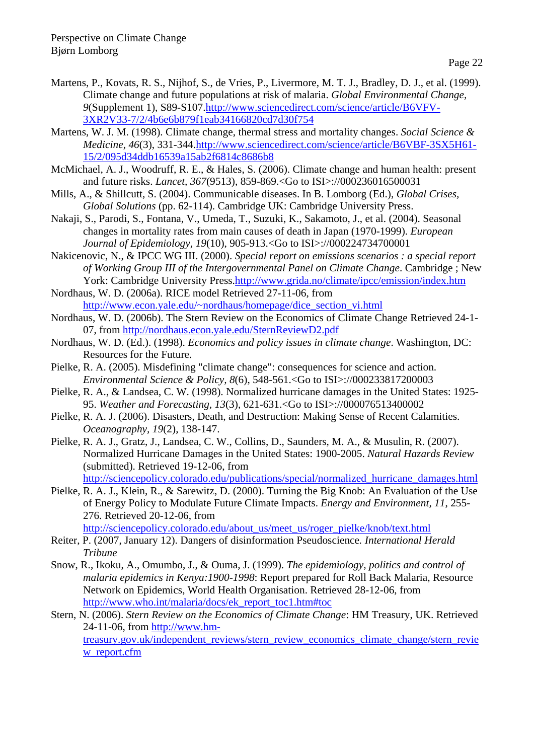Martens, P., Kovats, R. S., Nijhof, S., de Vries, P., Livermore, M. T. J., Bradley, D. J., et al. (1999). Climate change and future populations at risk of malaria. *Global Environmental Change, 9*(Supplement 1), S89-S107.http://www.sciencedirect.com/science/article/B6VFV-3XR2V33-7/2/4b6e6b879f1eab34166820cd7d30f754

Martens, W. J. M. (1998). Climate change, thermal stress and mortality changes. *Social Science & Medicine, 46*(3), 331-344.http://www.sciencedirect.com/science/article/B6VBF-3SX5H61-15/2/095d34ddb16539a15ab2f6814c8686b8

McMichael, A. J., Woodruff, R. E., & Hales, S. (2006). Climate change and human health: present and future risks. *Lancet, 367*(9513), 859-869.<Go to ISI>://000236016500031

Mills, A., & Shillcutt, S. (2004). Communicable diseases. In B. Lomborg (Ed.), *Global Crises, Global Solutions* (pp. 62-114). Cambridge UK: Cambridge University Press.

Nakaji, S., Parodi, S., Fontana, V., Umeda, T., Suzuki, K., Sakamoto, J., et al. (2004). Seasonal changes in mortality rates from main causes of death in Japan (1970-1999). *European Journal of Epidemiology, 19*(10), 905-913.<Go to ISI>://000224734700001

Nakicenovic, N., & IPCC WG III. (2000). *Special report on emissions scenarios : a special report of Working Group III of the Intergovernmental Panel on Climate Change*. Cambridge ; New York: Cambridge University Press.http://www.grida.no/climate/ipcc/emission/index.htm

Nordhaus, W. D. (2006a). RICE model Retrieved 27-11-06, from http://www.econ.yale.edu/~nordhaus/homepage/dice_section_vi.html

Nordhaus, W. D. (2006b). The Stern Review on the Economics of Climate Change Retrieved 24-1-07, from http://nordhaus.econ.yale.edu/SternReviewD2.pdf

Nordhaus, W. D. (Ed.). (1998). *Economics and policy issues in climate change*. Washington, DC: Resources for the Future.

Pielke, R. A. (2005). Misdefining "climate change": consequences for science and action. *Environmental Science & Policy, 8*(6), 548-561.<Go to ISI>://000233817200003

Pielke, R. A., & Landsea, C. W. (1998). Normalized hurricane damages in the United States: 1925-95. *Weather and Forecasting, 13*(3), 621-631.<Go to ISI>://000076513400002

Pielke, R. A. J. (2006). Disasters, Death, and Destruction: Making Sense of Recent Calamities. *Oceanography, 19*(2), 138-147.

Pielke, R. A. J., Gratz, J., Landsea, C. W., Collins, D., Saunders, M. A., & Musulin, R. (2007). Normalized Hurricane Damages in the United States: 1900-2005. *Natural Hazards Review* (submitted). Retrieved 19-12-06, from http://sciencepolicy.colorado.edu/publications/special/normalized_hurricane_damages.html

Pielke, R. A. J., Klein, R., & Sarewitz, D. (2000). Turning the Big Knob: An Evaluation of the Use of Energy Policy to Modulate Future Climate Impacts. *Energy and Environment, 11*, 255-276. Retrieved 20-12-06, from http://sciencepolicy.colorado.edu/about_us/meet_us/roger_pielke/knob/text.html

Reiter, P. (2007, January 12). Dangers of disinformation Pseudoscience. *International Herald Tribune*

Snow, R., Ikoku, A., Omumbo, J., & Ouma, J. (1999). *The epidemiology, politics and control of malaria epidemics in Kenya:1900-1998*: Report prepared for Roll Back Malaria, Resource Network on Epidemics, World Health Organisation. Retrieved 28-12-06, from http://www.who.int/malaria/docs/ek_report_toc1.htm#toc

Stern, N. (2006). *Stern Review on the Economics of Climate Change*: HM Treasury, UK. Retrieved 24-11-06, from http://www.hm-treasury.gov.uk/independent_reviews/stern_review_economics_climate_change/stern_review_report.cfm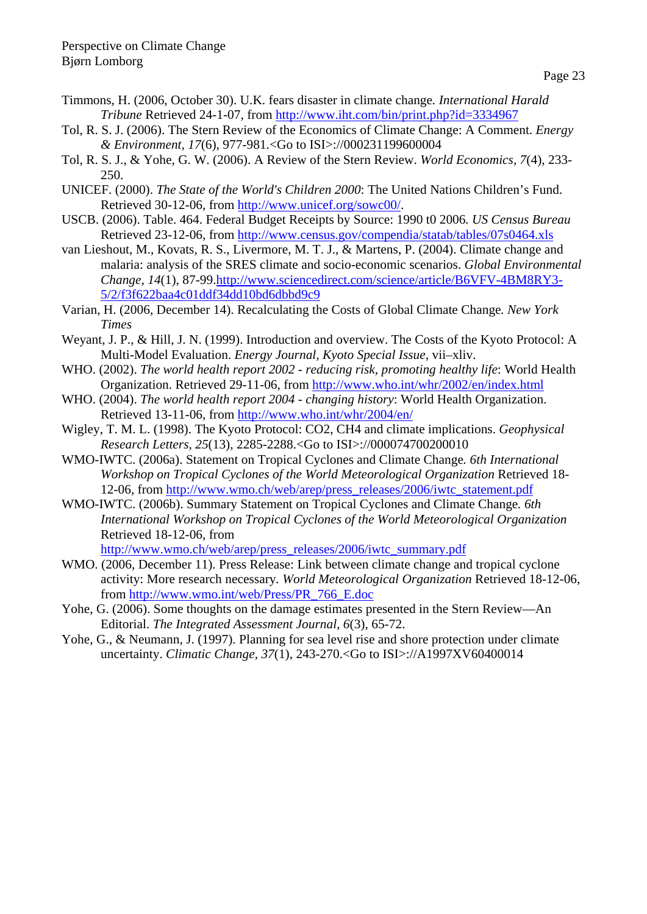Timmons, H. (2006, October 30). U.K. fears disaster in climate change. *International Harald Tribune* Retrieved 24-1-07, from http://www.iht.com/bin/print.php?id=3334967

Tol, R. S. J. (2006). The Stern Review of the Economics of Climate Change: A Comment. *Energy & Environment, 17*(6), 977-981.<Go to ISI>://000231199600004

Tol, R. S. J., & Yohe, G. W. (2006). A Review of the Stern Review. *World Economics, 7*(4), 233-250.

UNICEF. (2000). *The State of the World's Children 2000*: The United Nations Children's Fund. Retrieved 30-12-06, from http://www.unicef.org/sowc00/.

USCB. (2006). Table. 464. Federal Budget Receipts by Source: 1990 t0 2006. *US Census Bureau* Retrieved 23-12-06, from http://www.census.gov/compendia/statab/tables/07s0464.xls

van Lieshout, M., Kovats, R. S., Livermore, M. T. J., & Martens, P. (2004). Climate change and malaria: analysis of the SRES climate and socio-economic scenarios. *Global Environmental Change, 14*(1), 87-99.http://www.sciencedirect.com/science/article/B6VFV-4BM8RY3-5/2/f3f622baa4c01ddf34dd10bd6dbbd9c9

Varian, H. (2006, December 14). Recalculating the Costs of Global Climate Change. *New York Times*

Weyant, J. P., & Hill, J. N. (1999). Introduction and overview. The Costs of the Kyoto Protocol: A Multi-Model Evaluation. *Energy Journal, Kyoto Special Issue*, vii–xliv.

WHO. (2002). *The world health report 2002 - reducing risk, promoting healthy life*: World Health Organization. Retrieved 29-11-06, from http://www.who.int/whr/2002/en/index.html

WHO. (2004). *The world health report 2004 - changing history*: World Health Organization. Retrieved 13-11-06, from http://www.who.int/whr/2004/en/

Wigley, T. M. L. (1998). The Kyoto Protocol: CO2, CH4 and climate implications. *Geophysical Research Letters, 25*(13), 2285-2288.<Go to ISI>://000074700200010

WMO-IWTC. (2006a). Statement on Tropical Cyclones and Climate Change. *6th International Workshop on Tropical Cyclones of the World Meteorological Organization* Retrieved 18-12-06, from http://www.wmo.ch/web/arep/press_releases/2006/iwtc_statement.pdf

WMO-IWTC. (2006b). Summary Statement on Tropical Cyclones and Climate Change. *6th International Workshop on Tropical Cyclones of the World Meteorological Organization* Retrieved 18-12-06, from http://www.wmo.ch/web/arep/press_releases/2006/iwtc_summary.pdf

WMO. (2006, December 11). Press Release: Link between climate change and tropical cyclone activity: More research necessary. *World Meteorological Organization* Retrieved 18-12-06, from http://www.wmo.int/web/Press/PR_766_E.doc

Yohe, G. (2006). Some thoughts on the damage estimates presented in the Stern Review—An Editorial. *The Integrated Assessment Journal, 6*(3), 65-72.

Yohe, G., & Neumann, J. (1997). Planning for sea level rise and shore protection under climate uncertainty. *Climatic Change, 37*(1), 243-270.<Go to ISI>://A1997XV60400014